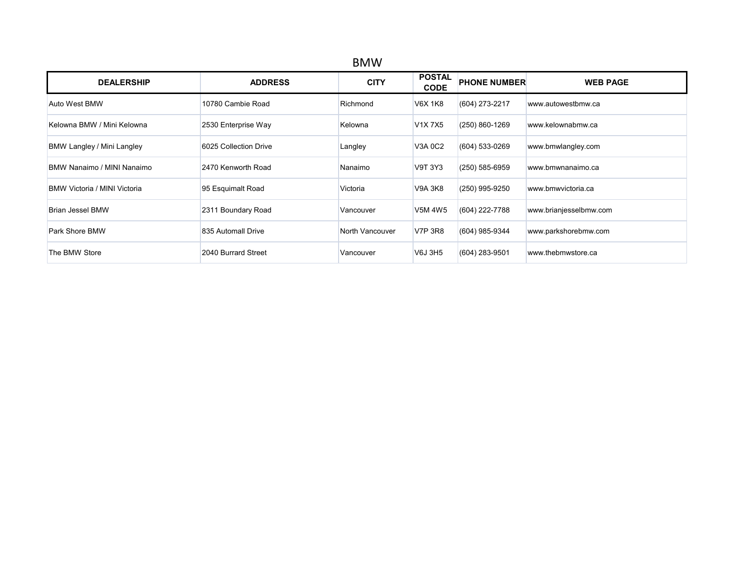# BMW

| DEALERSHIP | ADDRESS | CITY | POSTAL CODE | PHONE NUMBER | WEB PAGE |
|---|---|---|---|---|---|
| Auto West BMW | 10780 Cambie Road | Richmond | V6X 1K8 | (604) 273-2217 | www.autowestbmw.ca |
| Kelowna BMW / Mini Kelowna | 2530 Enterprise Way | Kelowna | V1X 7X5 | (250) 860-1269 | www.kelownabmw.ca |
| BMW Langley / Mini Langley | 6025 Collection Drive | Langley | V3A 0C2 | (604) 533-0269 | www.bmwlangley.com |
| BMW Nanaimo / MINI Nanaimo | 2470 Kenworth Road | Nanaimo | V9T 3Y3 | (250) 585-6959 | www.bmwnanaimo.ca |
| BMW Victoria / MINI Victoria | 95 Esquimalt Road | Victoria | V9A 3K8 | (250) 995-9250 | www.bmwvictoria.ca |
| Brian Jessel BMW | 2311 Boundary Road | Vancouver | V5M 4W5 | (604) 222-7788 | www.brianjesselbmw.com |
| Park Shore BMW | 835 Automall Drive | North Vancouver | V7P 3R8 | (604) 985-9344 | www.parkshorebmw.com |
| The BMW Store | 2040 Burrard Street | Vancouver | V6J 3H5 | (604) 283-9501 | www.thebmwstore.ca |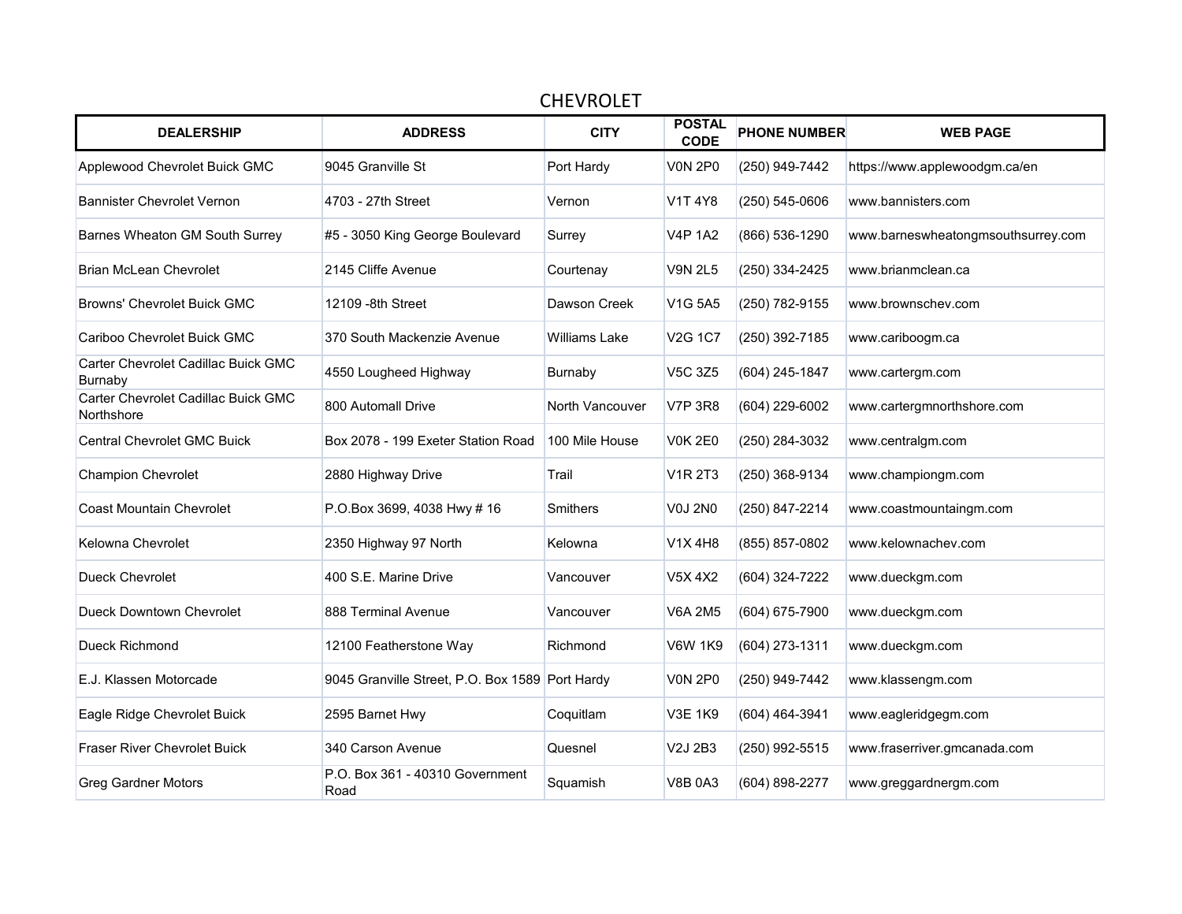# CHEVROLET

| DEALERSHIP | ADDRESS | CITY | POSTAL CODE | PHONE NUMBER | WEB PAGE |
|---|---|---|---|---|---|
| Applewood Chevrolet Buick GMC | 9045 Granville St | Port Hardy | V0N 2P0 | (250) 949-7442 | https://www.applewoodgm.ca/en |
| Bannister Chevrolet Vernon | 4703 - 27th Street | Vernon | V1T 4Y8 | (250) 545-0606 | www.bannisters.com |
| Barnes Wheaton GM South Surrey | #5 - 3050 King George Boulevard | Surrey | V4P 1A2 | (866) 536-1290 | www.barneswheatongmsouthsurrey.com |
| Brian McLean Chevrolet | 2145 Cliffe Avenue | Courtenay | V9N 2L5 | (250) 334-2425 | www.brianmclean.ca |
| Browns' Chevrolet Buick GMC | 12109 -8th Street | Dawson Creek | V1G 5A5 | (250) 782-9155 | www.brownschev.com |
| Cariboo Chevrolet Buick GMC | 370 South Mackenzie Avenue | Williams Lake | V2G 1C7 | (250) 392-7185 | www.cariboogm.ca |
| Carter Chevrolet Cadillac Buick GMC Burnaby | 4550 Lougheed Highway | Burnaby | V5C 3Z5 | (604) 245-1847 | www.cartergm.com |
| Carter Chevrolet Cadillac Buick GMC Northshore | 800 Automall Drive | North Vancouver | V7P 3R8 | (604) 229-6002 | www.cartergmnorthshore.com |
| Central Chevrolet GMC Buick | Box 2078 - 199 Exeter Station Road | 100 Mile House | V0K 2E0 | (250) 284-3032 | www.centralgm.com |
| Champion Chevrolet | 2880 Highway Drive | Trail | V1R 2T3 | (250) 368-9134 | www.championgm.com |
| Coast Mountain Chevrolet | P.O.Box 3699, 4038 Hwy # 16 | Smithers | V0J 2N0 | (250) 847-2214 | www.coastmountaingm.com |
| Kelowna Chevrolet | 2350 Highway 97 North | Kelowna | V1X 4H8 | (855) 857-0802 | www.kelownachev.com |
| Dueck Chevrolet | 400 S.E. Marine Drive | Vancouver | V5X 4X2 | (604) 324-7222 | www.dueckgm.com |
| Dueck Downtown Chevrolet | 888 Terminal Avenue | Vancouver | V6A 2M5 | (604) 675-7900 | www.dueckgm.com |
| Dueck Richmond | 12100 Featherstone Way | Richmond | V6W 1K9 | (604) 273-1311 | www.dueckgm.com |
| E.J. Klassen Motorcade | 9045 Granville Street, P.O. Box 1589 | Port Hardy | V0N 2P0 | (250) 949-7442 | www.klassengm.com |
| Eagle Ridge Chevrolet Buick | 2595 Barnet Hwy | Coquitlam | V3E 1K9 | (604) 464-3941 | www.eagleridgegm.com |
| Fraser River Chevrolet Buick | 340 Carson Avenue | Quesnel | V2J 2B3 | (250) 992-5515 | www.fraserriver.gmcanada.com |
| Greg Gardner Motors | P.O. Box 361 - 40310 Government Road | Squamish | V8B 0A3 | (604) 898-2277 | www.greggardnergm.com |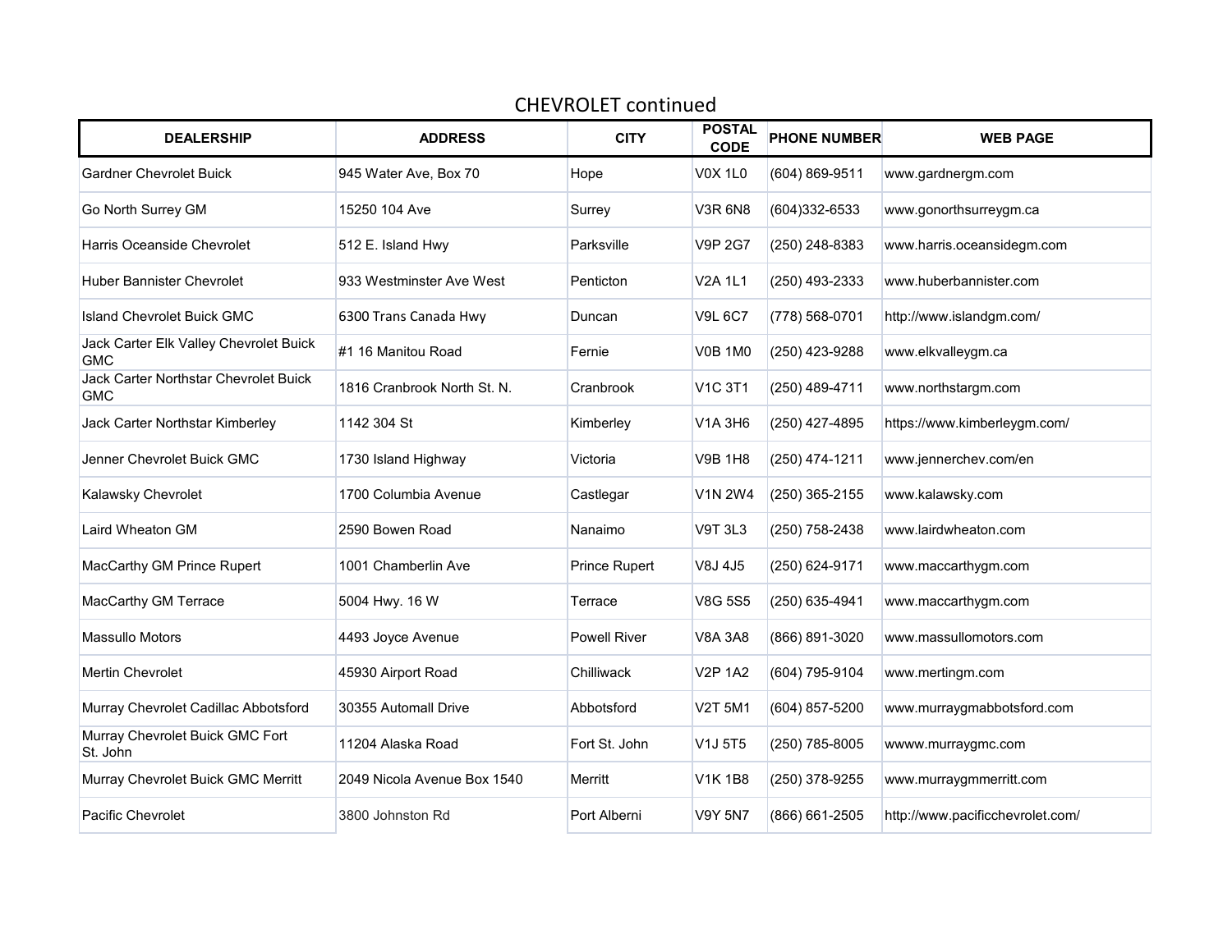## CHEVROLET continued

| DEALERSHIP | ADDRESS | CITY | POSTAL CODE | PHONE NUMBER | WEB PAGE |
|---|---|---|---|---|---|
| Gardner Chevrolet Buick | 945 Water Ave, Box 70 | Hope | V0X 1L0 | (604) 869-9511 | www.gardnergm.com |
| Go North Surrey GM | 15250 104 Ave | Surrey | V3R 6N8 | (604)332-6533 | www.gonorthsurreygm.ca |
| Harris Oceanside Chevrolet | 512 E. Island Hwy | Parksville | V9P 2G7 | (250) 248-8383 | www.harris.oceansidegm.com |
| Huber Bannister Chevrolet | 933 Westminster Ave West | Penticton | V2A 1L1 | (250) 493-2333 | www.huberbannister.com |
| Island Chevrolet Buick GMC | 6300 Trans Canada Hwy | Duncan | V9L 6C7 | (778) 568-0701 | http://www.islandgm.com/ |
| Jack Carter Elk Valley Chevrolet Buick GMC | #1 16 Manitou Road | Fernie | V0B 1M0 | (250) 423-9288 | www.elkvalleygm.ca |
| Jack Carter Northstar Chevrolet Buick GMC | 1816 Cranbrook North St. N. | Cranbrook | V1C 3T1 | (250) 489-4711 | www.northstargm.com |
| Jack Carter Northstar Kimberley | 1142 304 St | Kimberley | V1A 3H6 | (250) 427-4895 | https://www.kimberleygm.com/ |
| Jenner Chevrolet Buick GMC | 1730 Island Highway | Victoria | V9B 1H8 | (250) 474-1211 | www.jennerchev.com/en |
| Kalawsky Chevrolet | 1700 Columbia Avenue | Castlegar | V1N 2W4 | (250) 365-2155 | www.kalawsky.com |
| Laird Wheaton GM | 2590 Bowen Road | Nanaimo | V9T 3L3 | (250) 758-2438 | www.lairdwheaton.com |
| MacCarthy GM Prince Rupert | 1001 Chamberlin Ave | Prince Rupert | V8J 4J5 | (250) 624-9171 | www.maccarthygm.com |
| MacCarthy GM Terrace | 5004 Hwy. 16 W | Terrace | V8G 5S5 | (250) 635-4941 | www.maccarthygm.com |
| Massullo Motors | 4493 Joyce Avenue | Powell River | V8A 3A8 | (866) 891-3020 | www.massullomotors.com |
| Mertin Chevrolet | 45930 Airport Road | Chilliwack | V2P 1A2 | (604) 795-9104 | www.mertingm.com |
| Murray Chevrolet Cadillac Abbotsford | 30355 Automall Drive | Abbotsford | V2T 5M1 | (604) 857-5200 | www.murraygmabbotsford.com |
| Murray Chevrolet Buick GMC Fort St. John | 11204 Alaska Road | Fort St. John | V1J 5T5 | (250) 785-8005 | wwww.murraygmc.com |
| Murray Chevrolet Buick GMC Merritt | 2049 Nicola Avenue Box 1540 | Merritt | V1K 1B8 | (250) 378-9255 | www.murraygmmerritt.com |
| Pacific Chevrolet | 3800 Johnston Rd | Port Alberni | V9Y 5N7 | (866) 661-2505 | http://www.pacificchevrolet.com/ |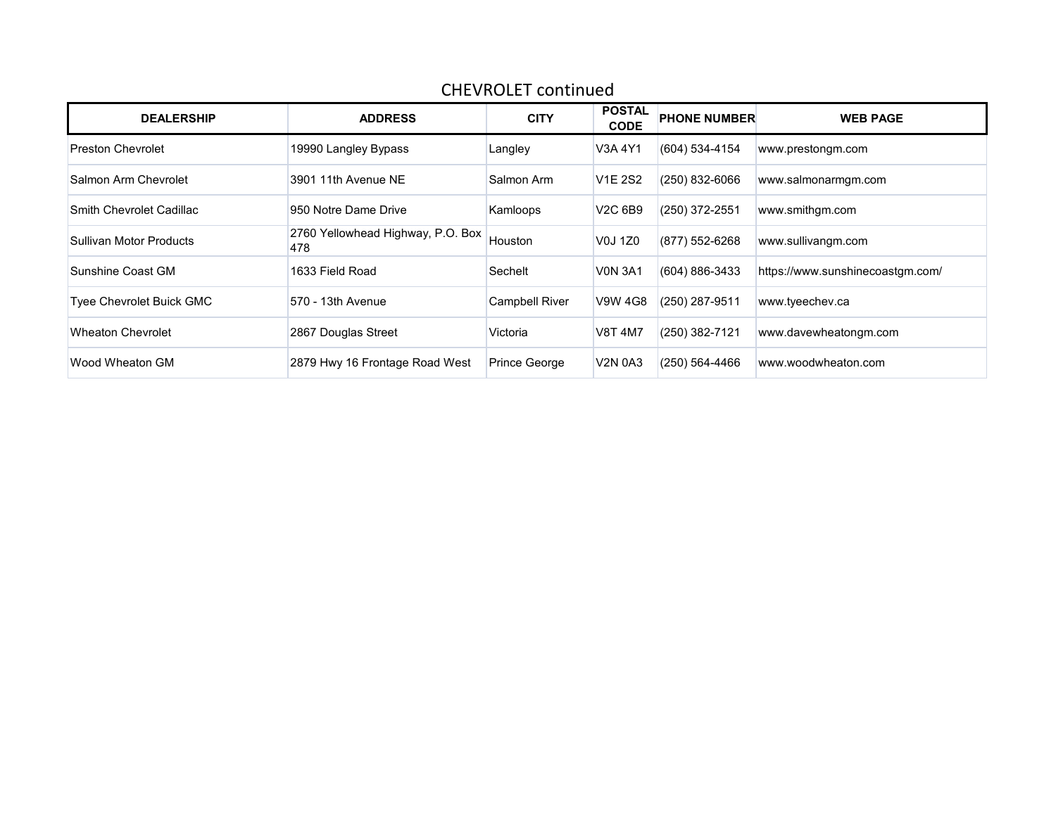## CHEVROLET continued

| DEALERSHIP | ADDRESS | CITY | POSTAL CODE | PHONE NUMBER | WEB PAGE |
|---|---|---|---|---|---|
| Preston Chevrolet | 19990 Langley Bypass | Langley | V3A 4Y1 | (604) 534-4154 | www.prestongm.com |
| Salmon Arm Chevrolet | 3901 11th Avenue NE | Salmon Arm | V1E 2S2 | (250) 832-6066 | www.salmonarmgm.com |
| Smith Chevrolet Cadillac | 950 Notre Dame Drive | Kamloops | V2C 6B9 | (250) 372-2551 | www.smithgm.com |
| Sullivan Motor Products | 2760 Yellowhead Highway, P.O. Box 478 | Houston | V0J 1Z0 | (877) 552-6268 | www.sullivangm.com |
| Sunshine Coast GM | 1633 Field Road | Sechelt | V0N 3A1 | (604) 886-3433 | https://www.sunshinecoastgm.com/ |
| Tyee Chevrolet Buick GMC | 570 - 13th Avenue | Campbell River | V9W 4G8 | (250) 287-9511 | www.tyeechev.ca |
| Wheaton Chevrolet | 2867 Douglas Street | Victoria | V8T 4M7 | (250) 382-7121 | www.davewheatongm.com |
| Wood Wheaton GM | 2879 Hwy 16 Frontage Road West | Prince George | V2N 0A3 | (250) 564-4466 | www.woodwheaton.com |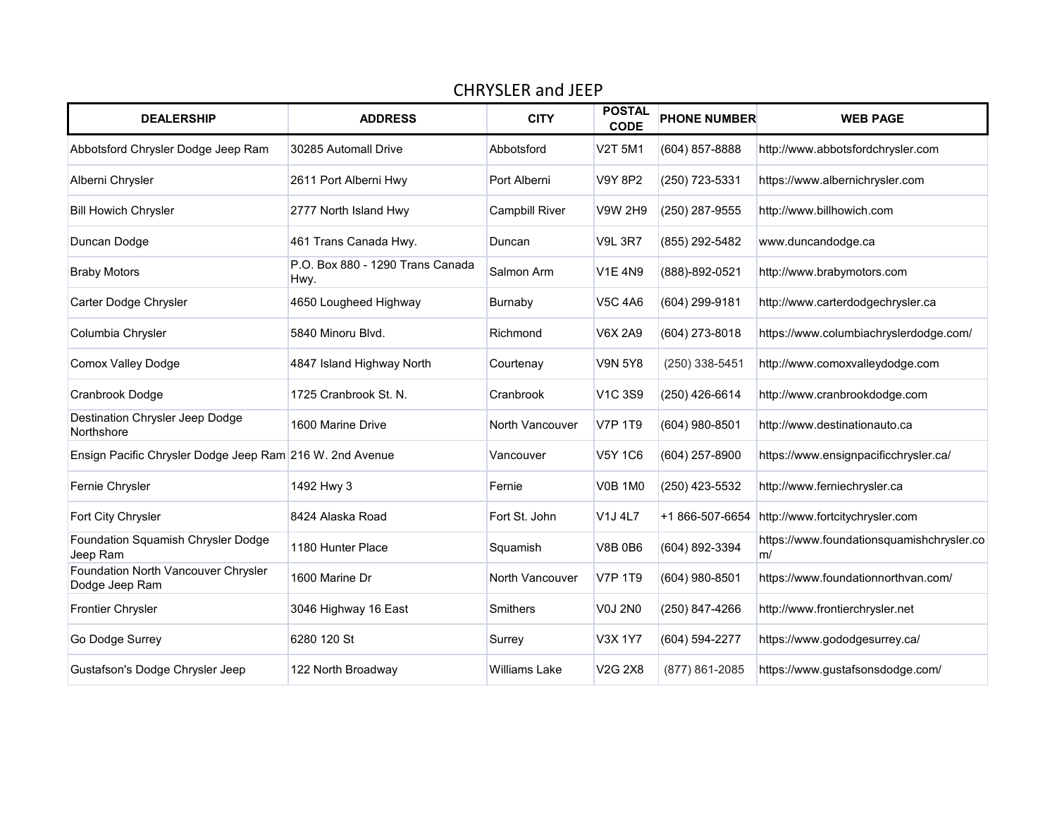## CHRYSLER and JEEP

| DEALERSHIP | ADDRESS | CITY | POSTAL CODE | PHONE NUMBER | WEB PAGE |
|---|---|---|---|---|---|
| Abbotsford Chrysler Dodge Jeep Ram | 30285 Automall Drive | Abbotsford | V2T 5M1 | (604) 857-8888 | http://www.abbotsfordchrysler.com |
| Alberni Chrysler | 2611 Port Alberni Hwy | Port Alberni | V9Y 8P2 | (250) 723-5331 | https://www.albernichrysler.com |
| Bill Howich Chrysler | 2777 North Island Hwy | Campbill River | V9W 2H9 | (250) 287-9555 | http://www.billhowich.com |
| Duncan Dodge | 461 Trans Canada Hwy. | Duncan | V9L 3R7 | (855) 292-5482 | www.duncandodge.ca |
| Braby Motors | P.O. Box 880 - 1290 Trans Canada Hwy. | Salmon Arm | V1E 4N9 | (888)-892-0521 | http://www.brabymotors.com |
| Carter Dodge Chrysler | 4650 Lougheed Highway | Burnaby | V5C 4A6 | (604) 299-9181 | http://www.carterdodgechrysler.ca |
| Columbia Chrysler | 5840 Minoru Blvd. | Richmond | V6X 2A9 | (604) 273-8018 | https://www.columbiachryslerdodge.com/ |
| Comox Valley Dodge | 4847 Island Highway North | Courtenay | V9N 5Y8 | (250) 338-5451 | http://www.comoxvalleydodge.com |
| Cranbrook Dodge | 1725 Cranbrook St. N. | Cranbrook | V1C 3S9 | (250) 426-6614 | http://www.cranbrookdodge.com |
| Destination Chrysler Jeep Dodge Northshore | 1600 Marine Drive | North Vancouver | V7P 1T9 | (604) 980-8501 | http://www.destinationauto.ca |
| Ensign Pacific Chrysler Dodge Jeep Ram | 216 W. 2nd Avenue | Vancouver | V5Y 1C6 | (604) 257-8900 | https://www.ensignpacificchrysler.ca/ |
| Fernie Chrysler | 1492 Hwy 3 | Fernie | V0B 1M0 | (250) 423-5532 | http://www.ferniechrysler.ca |
| Fort City Chrysler | 8424 Alaska Road | Fort St. John | V1J 4L7 | +1 866-507-6654 | http://www.fortcitychrysler.com |
| Foundation Squamish Chrysler Dodge Jeep Ram | 1180 Hunter Place | Squamish | V8B 0B6 | (604) 892-3394 | https://www.foundationsquamishchrysler.com/ |
| Foundation North Vancouver Chrysler Dodge Jeep Ram | 1600 Marine Dr | North Vancouver | V7P 1T9 | (604) 980-8501 | https://www.foundationnorthvan.com/ |
| Frontier Chrysler | 3046 Highway 16 East | Smithers | V0J 2N0 | (250) 847-4266 | http://www.frontierchrysler.net |
| Go Dodge Surrey | 6280 120 St | Surrey | V3X 1Y7 | (604) 594-2277 | https://www.gododgesurrey.ca/ |
| Gustafson's Dodge Chrysler Jeep | 122 North Broadway | Williams Lake | V2G 2X8 | (877) 861-2085 | https://www.gustafsonsdodge.com/ |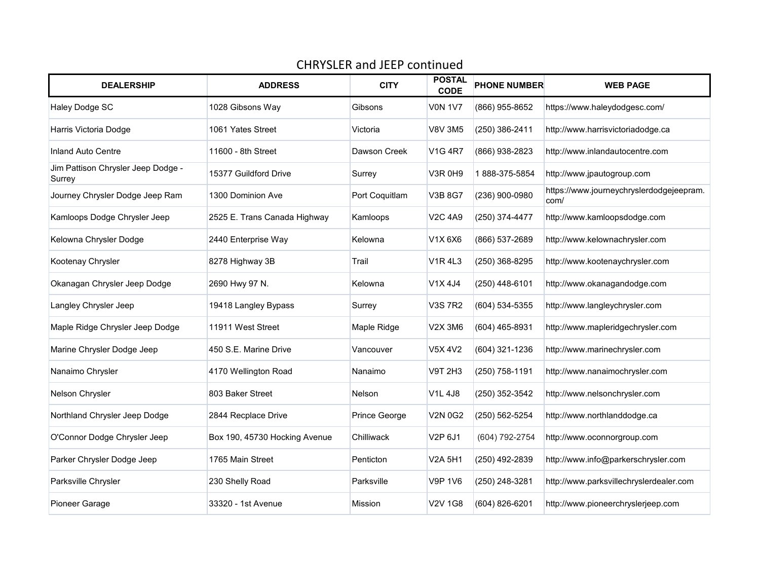# CHRYSLER and JEEP continued

| DEALERSHIP | ADDRESS | CITY | POSTAL CODE | PHONE NUMBER | WEB PAGE |
|---|---|---|---|---|---|
| Haley Dodge SC | 1028 Gibsons Way | Gibsons | V0N 1V7 | (866) 955-8652 | https://www.haleydodgesc.com/ |
| Harris Victoria Dodge | 1061 Yates Street | Victoria | V8V 3M5 | (250) 386-2411 | http://www.harrisvictoriadodge.ca |
| Inland Auto Centre | 11600 - 8th Street | Dawson Creek | V1G 4R7 | (866) 938-2823 | http://www.inlandautocentre.com |
| Jim Pattison Chrysler Jeep Dodge - Surrey | 15377 Guildford Drive | Surrey | V3R 0H9 | 1 888-375-5854 | http://www.jpautogroup.com |
| Journey Chrysler Dodge Jeep Ram | 1300 Dominion Ave | Port Coquitlam | V3B 8G7 | (236) 900-0980 | https://www.journeychryslerdodgejeepram.com/ |
| Kamloops Dodge Chrysler Jeep | 2525 E. Trans Canada Highway | Kamloops | V2C 4A9 | (250) 374-4477 | http://www.kamloopsdodge.com |
| Kelowna Chrysler Dodge | 2440 Enterprise Way | Kelowna | V1X 6X6 | (866) 537-2689 | http://www.kelownachrysler.com |
| Kootenay Chrysler | 8278 Highway 3B | Trail | V1R 4L3 | (250) 368-8295 | http://www.kootenaychrysler.com |
| Okanagan Chrysler Jeep Dodge | 2690 Hwy 97 N. | Kelowna | V1X 4J4 | (250) 448-6101 | http://www.okanagandodge.com |
| Langley Chrysler Jeep | 19418 Langley Bypass | Surrey | V3S 7R2 | (604) 534-5355 | http://www.langleychrysler.com |
| Maple Ridge Chrysler Jeep Dodge | 11911 West Street | Maple Ridge | V2X 3M6 | (604) 465-8931 | http://www.mapleridgechrysler.com |
| Marine Chrysler Dodge Jeep | 450 S.E. Marine Drive | Vancouver | V5X 4V2 | (604) 321-1236 | http://www.marinechrysler.com |
| Nanaimo Chrysler | 4170 Wellington Road | Nanaimo | V9T 2H3 | (250) 758-1191 | http://www.nanaimochrysler.com |
| Nelson Chrysler | 803 Baker Street | Nelson | V1L 4J8 | (250) 352-3542 | http://www.nelsonchrysler.com |
| Northland Chrysler Jeep Dodge | 2844 Recplace Drive | Prince George | V2N 0G2 | (250) 562-5254 | http://www.northlanddodge.ca |
| O'Connor Dodge Chrysler Jeep | Box 190, 45730 Hocking Avenue | Chilliwack | V2P 6J1 | (604) 792-2754 | http://www.oconnorgroup.com |
| Parker Chrysler Dodge Jeep | 1765 Main Street | Penticton | V2A 5H1 | (250) 492-2839 | http://www.info@parkerschrysler.com |
| Parksville Chrysler | 230 Shelly Road | Parksville | V9P 1V6 | (250) 248-3281 | http://www.parksvillechryslerdealer.com |
| Pioneer Garage | 33320 - 1st Avenue | Mission | V2V 1G8 | (604) 826-6201 | http://www.pioneerchryslerjeep.com |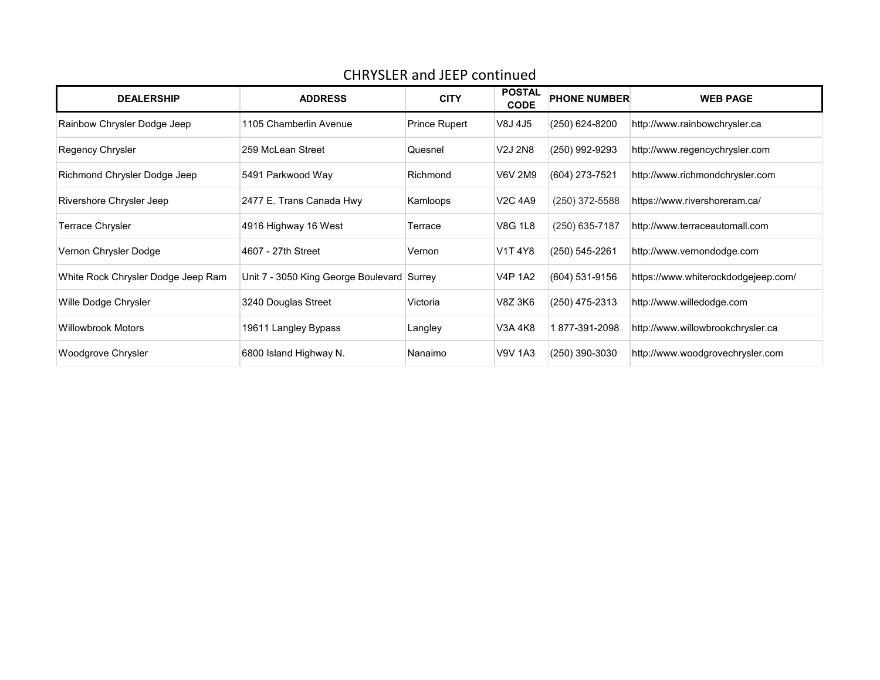## CHRYSLER and JEEP continued

| DEALERSHIP | ADDRESS | CITY | POSTAL CODE | PHONE NUMBER | WEB PAGE |
|---|---|---|---|---|---|
| Rainbow Chrysler Dodge Jeep | 1105 Chamberlin Avenue | Prince Rupert | V8J 4J5 | (250) 624-8200 | http://www.rainbowchrysler.ca |
| Regency Chrysler | 259 McLean Street | Quesnel | V2J 2N8 | (250) 992-9293 | http://www.regencychrysler.com |
| Richmond Chrysler Dodge Jeep | 5491 Parkwood Way | Richmond | V6V 2M9 | (604) 273-7521 | http://www.richmondchrysler.com |
| Rivershore Chrysler Jeep | 2477 E. Trans Canada Hwy | Kamloops | V2C 4A9 | (250) 372-5588 | https://www.rivershoreram.ca/ |
| Terrace Chrysler | 4916 Highway 16 West | Terrace | V8G 1L8 | (250) 635-7187 | http://www.terraceautomall.com |
| Vernon Chrysler Dodge | 4607 - 27th Street | Vernon | V1T 4Y8 | (250) 545-2261 | http://www.vernondodge.com |
| White Rock Chrysler Dodge Jeep Ram | Unit 7 - 3050 King George Boulevard | Surrey | V4P 1A2 | (604) 531-9156 | https://www.whiterockdodgejeep.com/ |
| Wille Dodge Chrysler | 3240 Douglas Street | Victoria | V8Z 3K6 | (250) 475-2313 | http://www.willedodge.com |
| Willowbrook Motors | 19611 Langley Bypass | Langley | V3A 4K8 | 1 877-391-2098 | http://www.willowbrookchrysler.ca |
| Woodgrove Chrysler | 6800 Island Highway N. | Nanaimo | V9V 1A3 | (250) 390-3030 | http://www.woodgrovechrysler.com |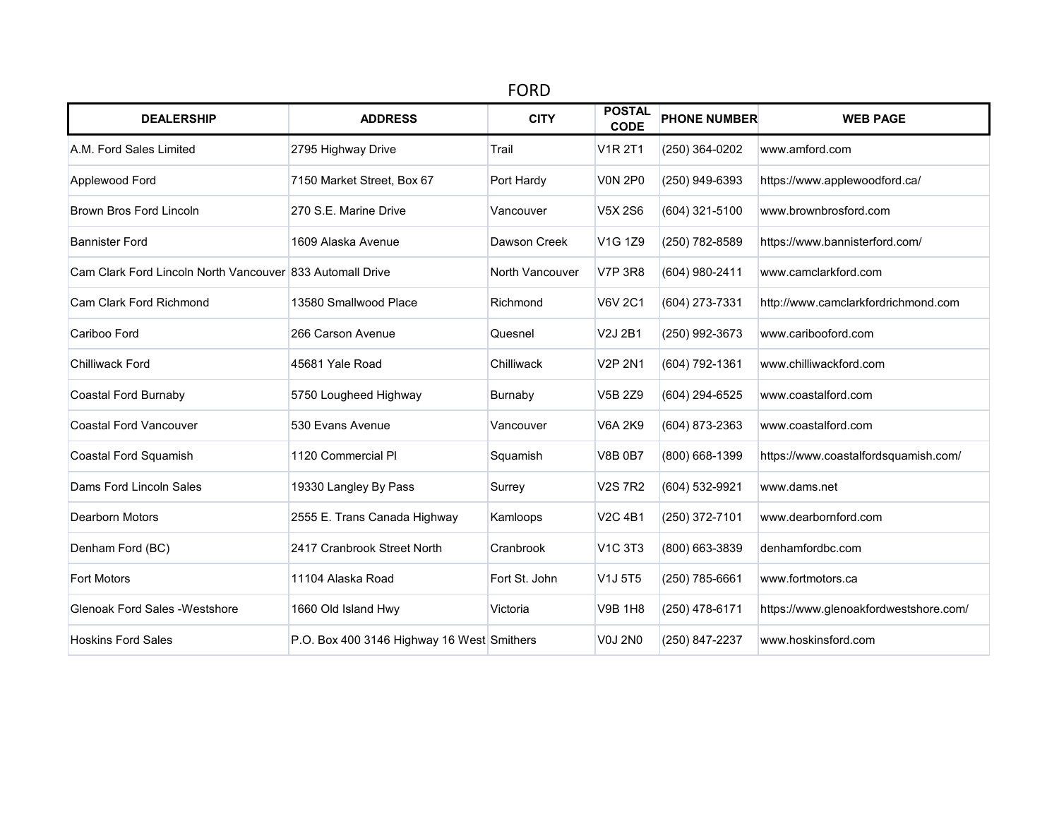# FORD

| DEALERSHIP | ADDRESS | CITY | POSTAL CODE | PHONE NUMBER | WEB PAGE |
|---|---|---|---|---|---|
| A.M. Ford Sales Limited | 2795 Highway Drive | Trail | V1R 2T1 | (250) 364-0202 | www.amford.com |
| Applewood Ford | 7150 Market Street, Box 67 | Port Hardy | V0N 2P0 | (250) 949-6393 | https://www.applewoodford.ca/ |
| Brown Bros Ford Lincoln | 270 S.E. Marine Drive | Vancouver | V5X 2S6 | (604) 321-5100 | www.brownbrosford.com |
| Bannister Ford | 1609 Alaska Avenue | Dawson Creek | V1G 1Z9 | (250) 782-8589 | https://www.bannisterford.com/ |
| Cam Clark Ford Lincoln North Vancouver | 833 Automall Drive | North Vancouver | V7P 3R8 | (604) 980-2411 | www.camclarkford.com |
| Cam Clark Ford Richmond | 13580 Smallwood Place | Richmond | V6V 2C1 | (604) 273-7331 | http://www.camclarkfordrichmond.com |
| Cariboo Ford | 266 Carson Avenue | Quesnel | V2J 2B1 | (250) 992-3673 | www.caribooford.com |
| Chilliwack Ford | 45681 Yale Road | Chilliwack | V2P 2N1 | (604) 792-1361 | www.chilliwackford.com |
| Coastal Ford Burnaby | 5750 Lougheed Highway | Burnaby | V5B 2Z9 | (604) 294-6525 | www.coastalford.com |
| Coastal Ford Vancouver | 530 Evans Avenue | Vancouver | V6A 2K9 | (604) 873-2363 | www.coastalford.com |
| Coastal Ford Squamish | 1120 Commercial Pl | Squamish | V8B 0B7 | (800) 668-1399 | https://www.coastalfordsquamish.com/ |
| Dams Ford Lincoln Sales | 19330 Langley By Pass | Surrey | V2S 7R2 | (604) 532-9921 | www.dams.net |
| Dearborn Motors | 2555 E. Trans Canada Highway | Kamloops | V2C 4B1 | (250) 372-7101 | www.dearbornford.com |
| Denham Ford (BC) | 2417 Cranbrook Street North | Cranbrook | V1C 3T3 | (800) 663-3839 | denhamfordbc.com |
| Fort Motors | 11104 Alaska Road | Fort St. John | V1J 5T5 | (250) 785-6661 | www.fortmotors.ca |
| Glenoak Ford Sales -Westshore | 1660 Old Island Hwy | Victoria | V9B 1H8 | (250) 478-6171 | https://www.glenoakfordwestshore.com/ |
| Hoskins Ford Sales | P.O. Box 400 3146 Highway 16 West | Smithers | V0J 2N0 | (250) 847-2237 | www.hoskinsford.com |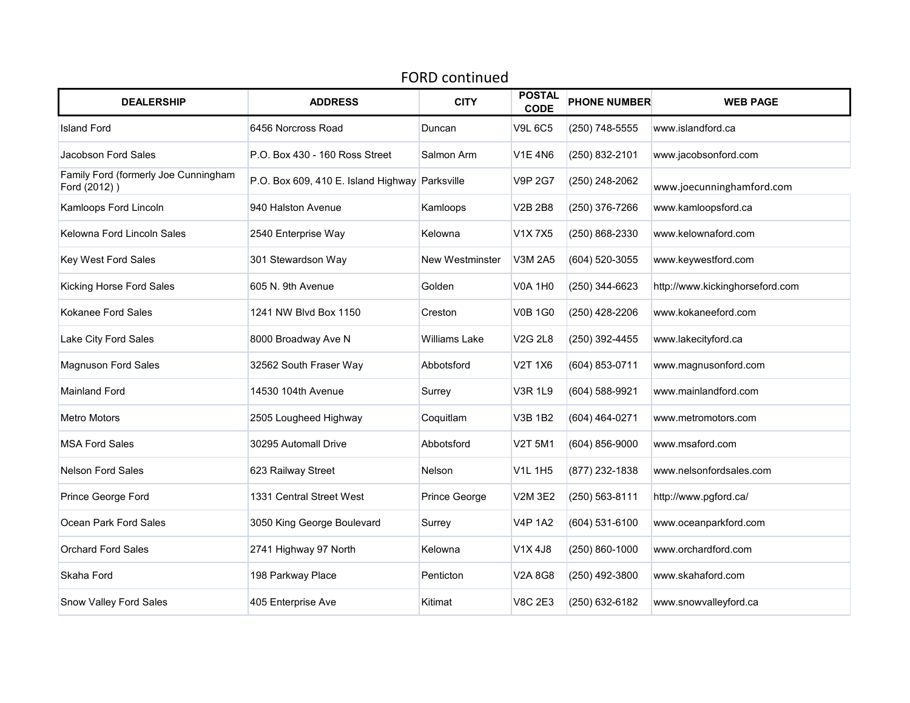# FORD continued

| DEALERSHIP | ADDRESS | CITY | POSTAL CODE | PHONE NUMBER | WEB PAGE |
|---|---|---|---|---|---|
| Island Ford | 6456 Norcross Road | Duncan | V9L 6C5 | (250) 748-5555 | www.islandford.ca |
| Jacobson Ford Sales | P.O. Box 430 - 160 Ross Street | Salmon Arm | V1E 4N6 | (250) 832-2101 | www.jacobsonford.com |
| Family Ford (formerly Joe Cunningham Ford (2012) ) | P.O. Box 609, 410 E. Island Highway | Parksville | V9P 2G7 | (250) 248-2062 | www.joecunninghamford.com |
| Kamloops Ford Lincoln | 940 Halston Avenue | Kamloops | V2B 2B8 | (250) 376-7266 | www.kamloopsford.ca |
| Kelowna Ford Lincoln Sales | 2540 Enterprise Way | Kelowna | V1X 7X5 | (250) 868-2330 | www.kelownaford.com |
| Key West Ford Sales | 301 Stewardson Way | New Westminster | V3M 2A5 | (604) 520-3055 | www.keywestford.com |
| Kicking Horse Ford Sales | 605 N. 9th Avenue | Golden | V0A 1H0 | (250) 344-6623 | http://www.kickinghorseford.com |
| Kokanee Ford Sales | 1241 NW Blvd Box 1150 | Creston | V0B 1G0 | (250) 428-2206 | www.kokaneeford.com |
| Lake City Ford Sales | 8000 Broadway Ave N | Williams Lake | V2G 2L8 | (250) 392-4455 | www.lakecityford.ca |
| Magnuson Ford Sales | 32562 South Fraser Way | Abbotsford | V2T 1X6 | (604) 853-0711 | www.magnusonford.com |
| Mainland Ford | 14530 104th Avenue | Surrey | V3R 1L9 | (604) 588-9921 | www.mainlandford.com |
| Metro Motors | 2505 Lougheed Highway | Coquitlam | V3B 1B2 | (604) 464-0271 | www.metromotors.com |
| MSA Ford Sales | 30295 Automall Drive | Abbotsford | V2T 5M1 | (604) 856-9000 | www.msaford.com |
| Nelson Ford Sales | 623 Railway Street | Nelson | V1L 1H5 | (877) 232-1838 | www.nelsonfordsales.com |
| Prince George Ford | 1331 Central Street West | Prince George | V2M 3E2 | (250) 563-8111 | http://www.pgford.ca/ |
| Ocean Park Ford Sales | 3050 King George Boulevard | Surrey | V4P 1A2 | (604) 531-6100 | www.oceanparkford.com |
| Orchard Ford Sales | 2741 Highway 97 North | Kelowna | V1X 4J8 | (250) 860-1000 | www.orchardford.com |
| Skaha Ford | 198 Parkway Place | Penticton | V2A 8G8 | (250) 492-3800 | www.skahaford.com |
| Snow Valley Ford Sales | 405 Enterprise Ave | Kitimat | V8C 2E3 | (250) 632-6182 | www.snowvalleyford.ca |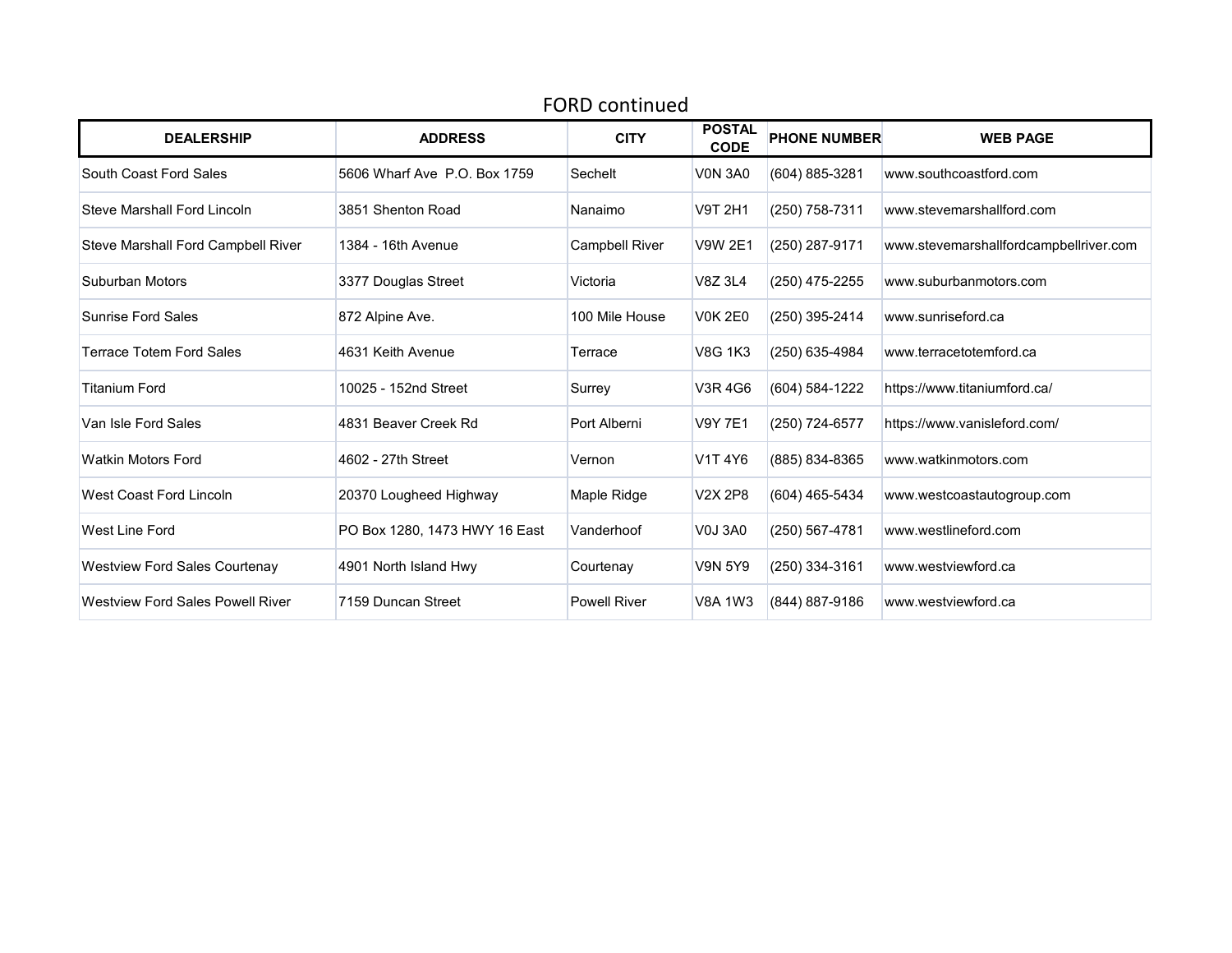## FORD continued

| DEALERSHIP | ADDRESS | CITY | POSTAL CODE | PHONE NUMBER | WEB PAGE |
|---|---|---|---|---|---|
| South Coast Ford Sales | 5606 Wharf Ave  P.O. Box 1759 | Sechelt | V0N 3A0 | (604) 885-3281 | www.southcoastford.com |
| Steve Marshall Ford Lincoln | 3851 Shenton Road | Nanaimo | V9T 2H1 | (250) 758-7311 | www.stevemarshallford.com |
| Steve Marshall Ford Campbell River | 1384 - 16th Avenue | Campbell River | V9W 2E1 | (250) 287-9171 | www.stevemarshallfordcampbellriver.com |
| Suburban Motors | 3377 Douglas Street | Victoria | V8Z 3L4 | (250) 475-2255 | www.suburbanmotors.com |
| Sunrise Ford Sales | 872 Alpine Ave. | 100 Mile House | V0K 2E0 | (250) 395-2414 | www.sunriseford.ca |
| Terrace Totem Ford Sales | 4631 Keith Avenue | Terrace | V8G 1K3 | (250) 635-4984 | www.terracetotemford.ca |
| Titanium Ford | 10025 - 152nd Street | Surrey | V3R 4G6 | (604) 584-1222 | https://www.titaniumford.ca/ |
| Van Isle Ford Sales | 4831 Beaver Creek Rd | Port Alberni | V9Y 7E1 | (250) 724-6577 | https://www.vanisleford.com/ |
| Watkin Motors Ford | 4602 - 27th Street | Vernon | V1T 4Y6 | (885) 834-8365 | www.watkinmotors.com |
| West Coast Ford Lincoln | 20370 Lougheed Highway | Maple Ridge | V2X 2P8 | (604) 465-5434 | www.westcoastautogroup.com |
| West Line Ford | PO Box 1280, 1473 HWY 16 East | Vanderhoof | V0J 3A0 | (250) 567-4781 | www.westlineford.com |
| Westview Ford Sales Courtenay | 4901 North Island Hwy | Courtenay | V9N 5Y9 | (250) 334-3161 | www.westviewford.ca |
| Westview Ford Sales Powell River | 7159 Duncan Street | Powell River | V8A 1W3 | (844) 887-9186 | www.westviewford.ca |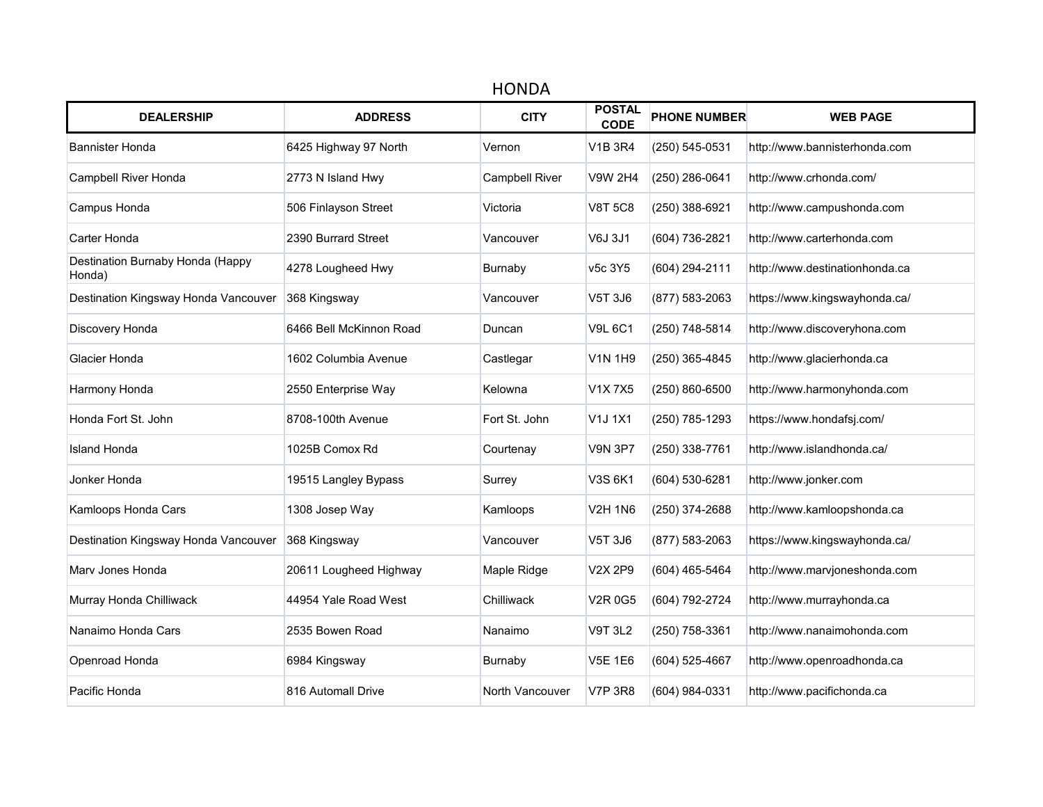# HONDA

| DEALERSHIP | ADDRESS | CITY | POSTAL CODE | PHONE NUMBER | WEB PAGE |
|---|---|---|---|---|---|
| Bannister Honda | 6425 Highway 97 North | Vernon | V1B 3R4 | (250) 545-0531 | http://www.bannisterhonda.com |
| Campbell River Honda | 2773 N Island Hwy | Campbell River | V9W 2H4 | (250) 286-0641 | http://www.crhonda.com/ |
| Campus Honda | 506 Finlayson Street | Victoria | V8T 5C8 | (250) 388-6921 | http://www.campushonda.com |
| Carter Honda | 2390 Burrard Street | Vancouver | V6J 3J1 | (604) 736-2821 | http://www.carterhonda.com |
| Destination Burnaby Honda (Happy Honda) | 4278 Lougheed Hwy | Burnaby | v5c 3Y5 | (604) 294-2111 | http://www.destinationhonda.ca |
| Destination Kingsway Honda Vancouver | 368 Kingsway | Vancouver | V5T 3J6 | (877) 583-2063 | https://www.kingswayhonda.ca/ |
| Discovery Honda | 6466 Bell McKinnon Road | Duncan | V9L 6C1 | (250) 748-5814 | http://www.discoveryhona.com |
| Glacier Honda | 1602 Columbia Avenue | Castlegar | V1N 1H9 | (250) 365-4845 | http://www.glacierhonda.ca |
| Harmony Honda | 2550 Enterprise Way | Kelowna | V1X 7X5 | (250) 860-6500 | http://www.harmonyhonda.com |
| Honda Fort St. John | 8708-100th Avenue | Fort St. John | V1J 1X1 | (250) 785-1293 | https://www.hondafsj.com/ |
| Island Honda | 1025B Comox Rd | Courtenay | V9N 3P7 | (250) 338-7761 | http://www.islandhonda.ca/ |
| Jonker Honda | 19515 Langley Bypass | Surrey | V3S 6K1 | (604) 530-6281 | http://www.jonker.com |
| Kamloops Honda Cars | 1308 Josep Way | Kamloops | V2H 1N6 | (250) 374-2688 | http://www.kamloopshonda.ca |
| Destination Kingsway Honda Vancouver | 368 Kingsway | Vancouver | V5T 3J6 | (877) 583-2063 | https://www.kingswayhonda.ca/ |
| Marv Jones Honda | 20611 Lougheed Highway | Maple Ridge | V2X 2P9 | (604) 465-5464 | http://www.marvjoneshonda.com |
| Murray Honda Chilliwack | 44954 Yale Road West | Chilliwack | V2R 0G5 | (604) 792-2724 | http://www.murrayhonda.ca |
| Nanaimo Honda Cars | 2535 Bowen Road | Nanaimo | V9T 3L2 | (250) 758-3361 | http://www.nanaimohonda.com |
| Openroad Honda | 6984 Kingsway | Burnaby | V5E 1E6 | (604) 525-4667 | http://www.openroadhonda.ca |
| Pacific Honda | 816 Automall Drive | North Vancouver | V7P 3R8 | (604) 984-0331 | http://www.pacifichonda.ca |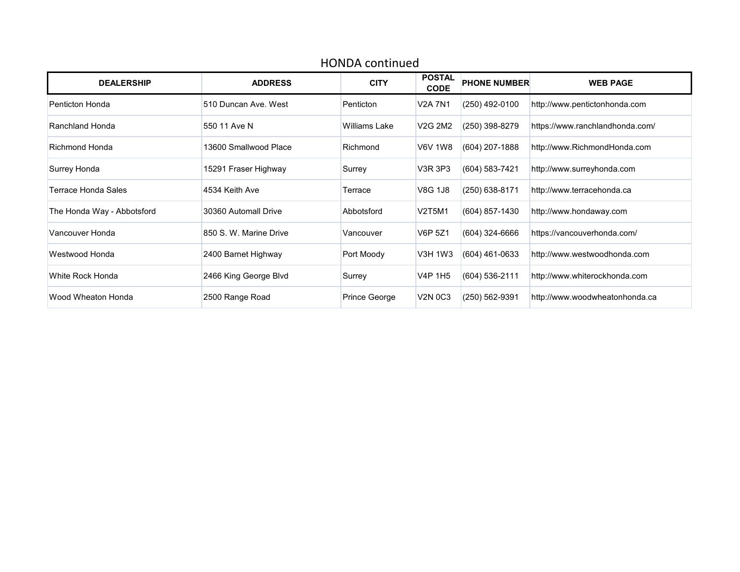## HONDA continued

| DEALERSHIP | ADDRESS | CITY | POSTAL CODE | PHONE NUMBER | WEB PAGE |
|---|---|---|---|---|---|
| Penticton Honda | 510 Duncan Ave. West | Penticton | V2A 7N1 | (250) 492-0100 | http://www.pentictonhonda.com |
| Ranchland Honda | 550 11 Ave N | Williams Lake | V2G 2M2 | (250) 398-8279 | https://www.ranchlandhonda.com/ |
| Richmond Honda | 13600 Smallwood Place | Richmond | V6V 1W8 | (604) 207-1888 | http://www.RichmondHonda.com |
| Surrey Honda | 15291 Fraser Highway | Surrey | V3R 3P3 | (604) 583-7421 | http://www.surreyhonda.com |
| Terrace Honda Sales | 4534 Keith Ave | Terrace | V8G 1J8 | (250) 638-8171 | http://www.terracehonda.ca |
| The Honda Way - Abbotsford | 30360 Automall Drive | Abbotsford | V2T5M1 | (604) 857-1430 | http://www.hondaway.com |
| Vancouver Honda | 850 S. W. Marine Drive | Vancouver | V6P 5Z1 | (604) 324-6666 | https://vancouverhonda.com/ |
| Westwood Honda | 2400 Barnet Highway | Port Moody | V3H 1W3 | (604) 461-0633 | http://www.westwoodhonda.com |
| White Rock Honda | 2466 King George Blvd | Surrey | V4P 1H5 | (604) 536-2111 | http://www.whiterockhonda.com |
| Wood Wheaton Honda | 2500 Range Road | Prince George | V2N 0C3 | (250) 562-9391 | http://www.woodwheatonhonda.ca |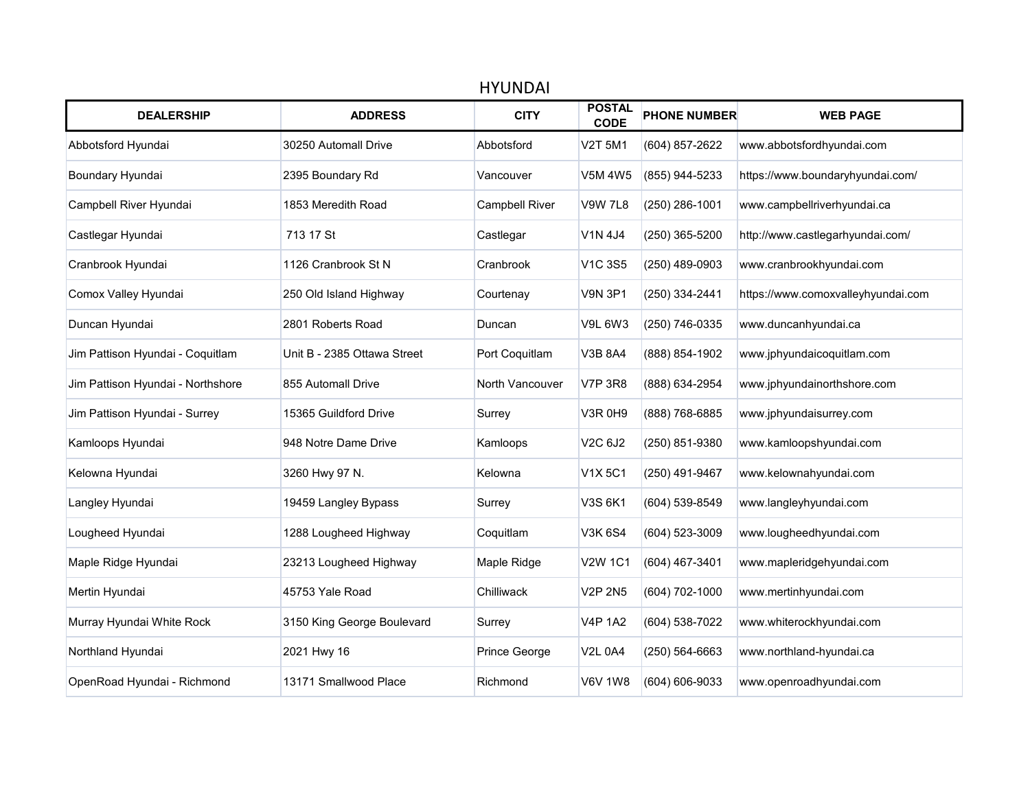# HYUNDAI

| DEALERSHIP | ADDRESS | CITY | POSTAL CODE | PHONE NUMBER | WEB PAGE |
|---|---|---|---|---|---|
| Abbotsford Hyundai | 30250 Automall Drive | Abbotsford | V2T 5M1 | (604) 857-2622 | www.abbotsfordhyundai.com |
| Boundary Hyundai | 2395 Boundary Rd | Vancouver | V5M 4W5 | (855) 944-5233 | https://www.boundaryhyundai.com/ |
| Campbell River Hyundai | 1853 Meredith Road | Campbell River | V9W 7L8 | (250) 286-1001 | www.campbellriverhyundai.ca |
| Castlegar Hyundai | 713 17 St | Castlegar | V1N 4J4 | (250) 365-5200 | http://www.castlegarhyundai.com/ |
| Cranbrook Hyundai | 1126 Cranbrook St N | Cranbrook | V1C 3S5 | (250) 489-0903 | www.cranbrookhyundai.com |
| Comox Valley Hyundai | 250 Old Island Highway | Courtenay | V9N 3P1 | (250) 334-2441 | https://www.comoxvalleyhyundai.com |
| Duncan Hyundai | 2801 Roberts Road | Duncan | V9L 6W3 | (250) 746-0335 | www.duncanhyundai.ca |
| Jim Pattison Hyundai - Coquitlam | Unit B - 2385 Ottawa Street | Port Coquitlam | V3B 8A4 | (888) 854-1902 | www.jphyundaicoquitlam.com |
| Jim Pattison Hyundai - Northshore | 855 Automall Drive | North Vancouver | V7P 3R8 | (888) 634-2954 | www.jphyundainorthshore.com |
| Jim Pattison Hyundai - Surrey | 15365 Guildford Drive | Surrey | V3R 0H9 | (888) 768-6885 | www.jphyundaisurrey.com |
| Kamloops Hyundai | 948 Notre Dame Drive | Kamloops | V2C 6J2 | (250) 851-9380 | www.kamloopshyundai.com |
| Kelowna Hyundai | 3260 Hwy 97 N. | Kelowna | V1X 5C1 | (250) 491-9467 | www.kelownahyundai.com |
| Langley Hyundai | 19459 Langley Bypass | Surrey | V3S 6K1 | (604) 539-8549 | www.langleyhyundai.com |
| Lougheed Hyundai | 1288 Lougheed Highway | Coquitlam | V3K 6S4 | (604) 523-3009 | www.lougheedhyundai.com |
| Maple Ridge Hyundai | 23213 Lougheed Highway | Maple Ridge | V2W 1C1 | (604) 467-3401 | www.mapleridgehyundai.com |
| Mertin Hyundai | 45753 Yale Road | Chilliwack | V2P 2N5 | (604) 702-1000 | www.mertinhyundai.com |
| Murray Hyundai White Rock | 3150 King George Boulevard | Surrey | V4P 1A2 | (604) 538-7022 | www.whiterockhyundai.com |
| Northland Hyundai | 2021 Hwy 16 | Prince George | V2L 0A4 | (250) 564-6663 | www.northland-hyundai.ca |
| OpenRoad Hyundai - Richmond | 13171 Smallwood Place | Richmond | V6V 1W8 | (604) 606-9033 | www.openroadhyundai.com |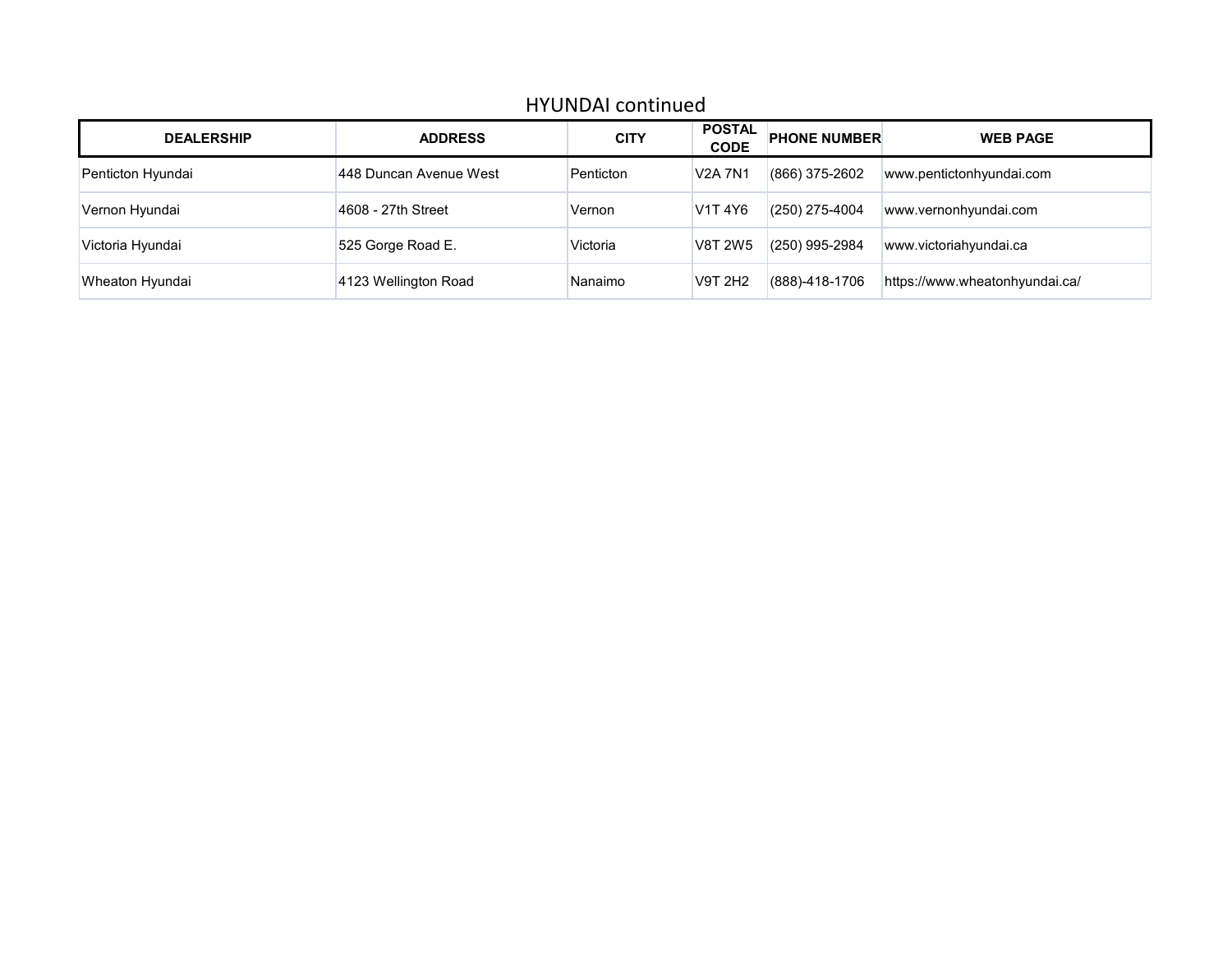## HYUNDAI continued

| DEALERSHIP | ADDRESS | CITY | POSTAL CODE | PHONE NUMBER | WEB PAGE |
|---|---|---|---|---|---|
| Penticton Hyundai | 448 Duncan Avenue West | Penticton | V2A 7N1 | (866) 375-2602 | www.pentictonhyundai.com |
| Vernon Hyundai | 4608 - 27th Street | Vernon | V1T 4Y6 | (250) 275-4004 | www.vernonhyundai.com |
| Victoria Hyundai | 525 Gorge Road E. | Victoria | V8T 2W5 | (250) 995-2984 | www.victoriahyundai.ca |
| Wheaton Hyundai | 4123 Wellington Road | Nanaimo | V9T 2H2 | (888)-418-1706 | https://www.wheatonhyundai.ca/ |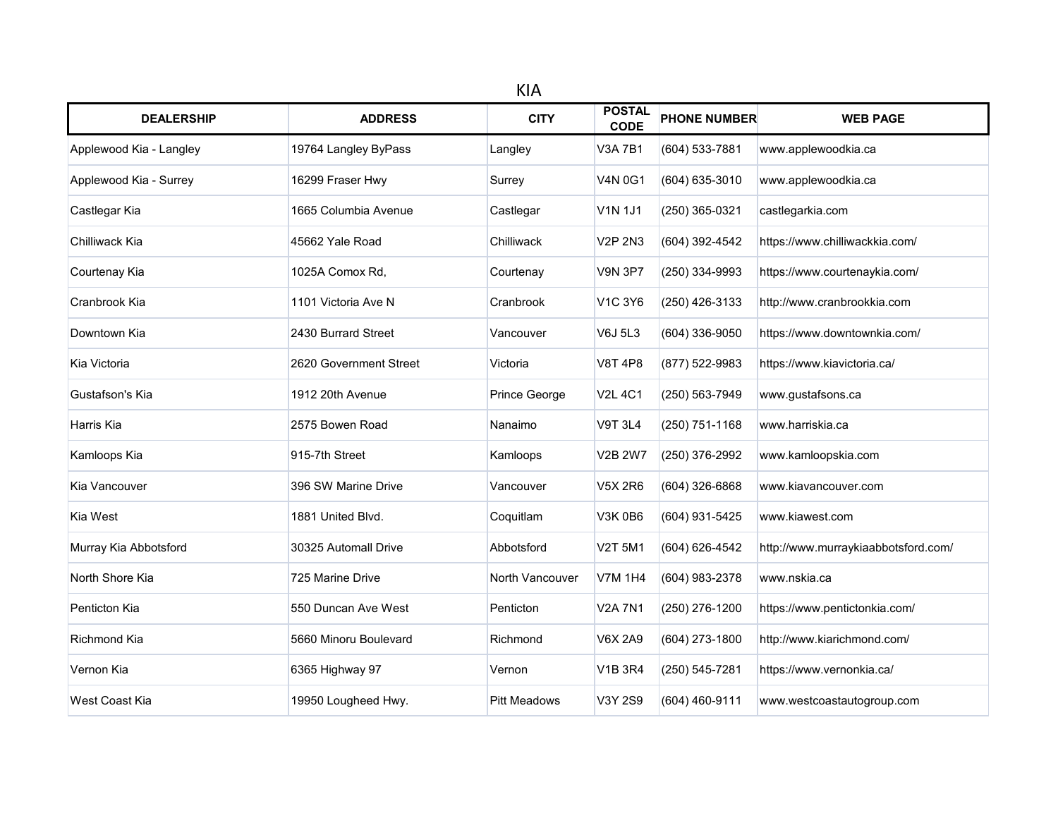# KIA

| DEALERSHIP | ADDRESS | CITY | POSTAL CODE | PHONE NUMBER | WEB PAGE |
|---|---|---|---|---|---|
| Applewood Kia - Langley | 19764 Langley ByPass | Langley | V3A 7B1 | (604) 533-7881 | www.applewoodkia.ca |
| Applewood Kia - Surrey | 16299 Fraser Hwy | Surrey | V4N 0G1 | (604) 635-3010 | www.applewoodkia.ca |
| Castlegar Kia | 1665 Columbia Avenue | Castlegar | V1N 1J1 | (250) 365-0321 | castlegarkia.com |
| Chilliwack Kia | 45662 Yale Road | Chilliwack | V2P 2N3 | (604) 392-4542 | https://www.chilliwackkia.com/ |
| Courtenay Kia | 1025A Comox Rd, | Courtenay | V9N 3P7 | (250) 334-9993 | https://www.courtenaykia.com/ |
| Cranbrook Kia | 1101 Victoria Ave N | Cranbrook | V1C 3Y6 | (250) 426-3133 | http://www.cranbrookkia.com |
| Downtown Kia | 2430 Burrard Street | Vancouver | V6J 5L3 | (604) 336-9050 | https://www.downtownkia.com/ |
| Kia Victoria | 2620 Government Street | Victoria | V8T 4P8 | (877) 522-9983 | https://www.kiavictoria.ca/ |
| Gustafson's Kia | 1912 20th Avenue | Prince George | V2L 4C1 | (250) 563-7949 | www.gustafsons.ca |
| Harris Kia | 2575 Bowen Road | Nanaimo | V9T 3L4 | (250) 751-1168 | www.harriskia.ca |
| Kamloops Kia | 915-7th Street | Kamloops | V2B 2W7 | (250) 376-2992 | www.kamloopskia.com |
| Kia Vancouver | 396 SW Marine Drive | Vancouver | V5X 2R6 | (604) 326-6868 | www.kiavancouver.com |
| Kia West | 1881 United Blvd. | Coquitlam | V3K 0B6 | (604) 931-5425 | www.kiawest.com |
| Murray Kia Abbotsford | 30325 Automall Drive | Abbotsford | V2T 5M1 | (604) 626-4542 | http://www.murraykiaabbotsford.com/ |
| North Shore Kia | 725 Marine Drive | North Vancouver | V7M 1H4 | (604) 983-2378 | www.nskia.ca |
| Penticton Kia | 550 Duncan Ave West | Penticton | V2A 7N1 | (250) 276-1200 | https://www.pentictonkia.com/ |
| Richmond Kia | 5660 Minoru Boulevard | Richmond | V6X 2A9 | (604) 273-1800 | http://www.kiarichmond.com/ |
| Vernon Kia | 6365 Highway 97 | Vernon | V1B 3R4 | (250) 545-7281 | https://www.vernonkia.ca/ |
| West Coast Kia | 19950 Lougheed Hwy. | Pitt Meadows | V3Y 2S9 | (604) 460-9111 | www.westcoastautogroup.com |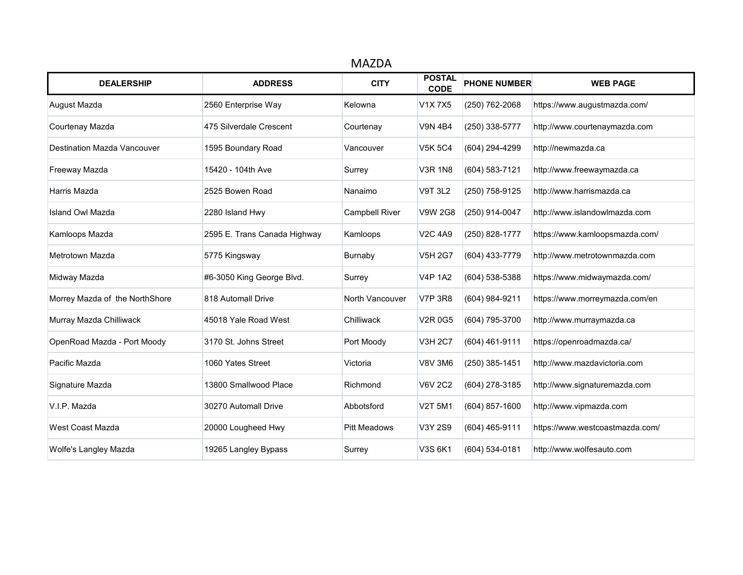# MAZDA

| DEALERSHIP | ADDRESS | CITY | POSTAL CODE | PHONE NUMBER | WEB PAGE |
|---|---|---|---|---|---|
| August Mazda | 2560 Enterprise Way | Kelowna | V1X 7X5 | (250) 762-2068 | https://www.augustmazda.com/ |
| Courtenay Mazda | 475 Silverdale Crescent | Courtenay | V9N 4B4 | (250) 338-5777 | http://www.courtenaymazda.com |
| Destination Mazda Vancouver | 1595 Boundary Road | Vancouver | V5K 5C4 | (604) 294-4299 | http://newmazda.ca |
| Freeway Mazda | 15420 - 104th Ave | Surrey | V3R 1N8 | (604) 583-7121 | http://www.freewaymazda.ca |
| Harris Mazda | 2525 Bowen Road | Nanaimo | V9T 3L2 | (250) 758-9125 | http://www.harrismazda.ca |
| Island Owl Mazda | 2280 Island Hwy | Campbell River | V9W 2G8 | (250) 914-0047 | http://www.islandowlmazda.com |
| Kamloops Mazda | 2595 E. Trans Canada Highway | Kamloops | V2C 4A9 | (250) 828-1777 | https://www.kamloopsmazda.com/ |
| Metrotown Mazda | 5775 Kingsway | Burnaby | V5H 2G7 | (604) 433-7779 | http://www.metrotownmazda.com |
| Midway Mazda | #6-3050 King George Blvd. | Surrey | V4P 1A2 | (604) 538-5388 | https://www.midwaymazda.com/ |
| Morrey Mazda of the NorthShore | 818 Automall Drive | North Vancouver | V7P 3R8 | (604) 984-9211 | https://www.morreymazda.com/en |
| Murray Mazda Chilliwack | 45018 Yale Road West | Chilliwack | V2R 0G5 | (604) 795-3700 | http://www.murraymazda.ca |
| OpenRoad Mazda - Port Moody | 3170 St. Johns Street | Port Moody | V3H 2C7 | (604) 461-9111 | https://openroadmazda.ca/ |
| Pacific Mazda | 1060 Yates Street | Victoria | V8V 3M6 | (250) 385-1451 | http://www.mazdavictoria.com |
| Signature Mazda | 13800 Smallwood Place | Richmond | V6V 2C2 | (604) 278-3185 | http://www.signaturemazda.com |
| V.I.P. Mazda | 30270 Automall Drive | Abbotsford | V2T 5M1 | (604) 857-1600 | http://www.vipmazda.com |
| West Coast Mazda | 20000 Lougheed Hwy | Pitt Meadows | V3Y 2S9 | (604) 465-9111 | https://www.westcoastmazda.com/ |
| Wolfe's Langley Mazda | 19265 Langley Bypass | Surrey | V3S 6K1 | (604) 534-0181 | http://www.wolfesauto.com |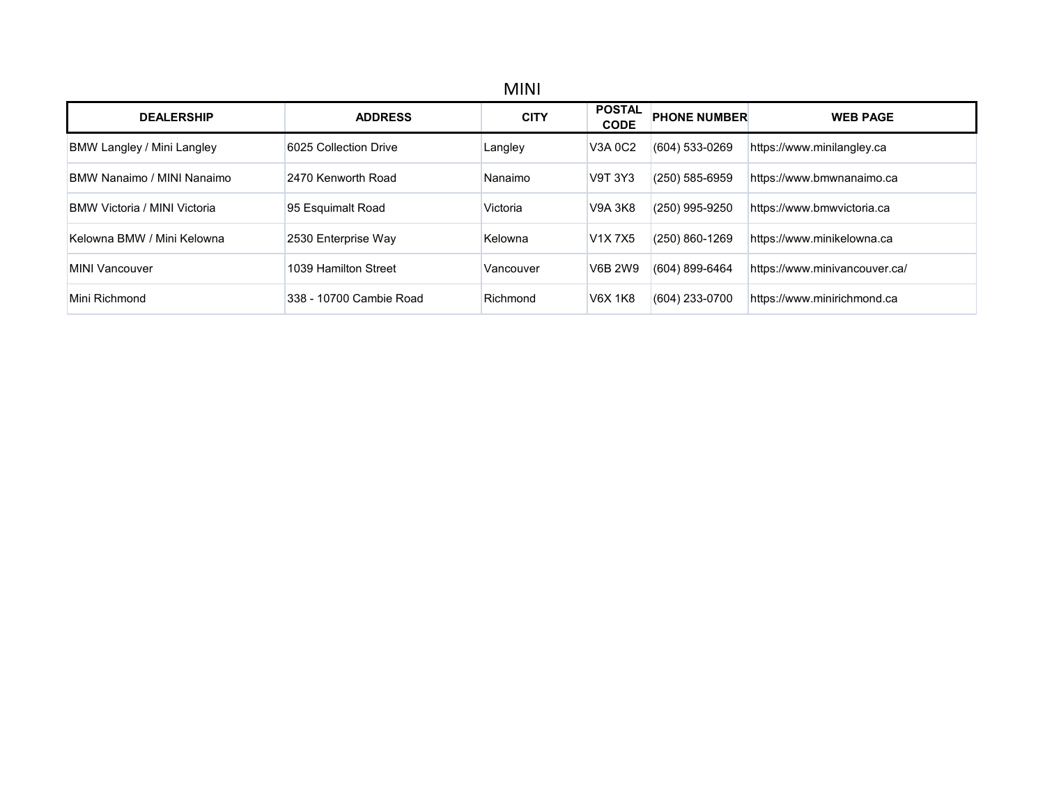# MINI

| DEALERSHIP | ADDRESS | CITY | POSTAL CODE | PHONE NUMBER | WEB PAGE |
|---|---|---|---|---|---|
| BMW Langley / Mini Langley | 6025 Collection Drive | Langley | V3A 0C2 | (604) 533-0269 | https://www.minilangley.ca |
| BMW Nanaimo / MINI Nanaimo | 2470 Kenworth Road | Nanaimo | V9T 3Y3 | (250) 585-6959 | https://www.bmwnanaimo.ca |
| BMW Victoria / MINI Victoria | 95 Esquimalt Road | Victoria | V9A 3K8 | (250) 995-9250 | https://www.bmwvictoria.ca |
| Kelowna BMW / Mini Kelowna | 2530 Enterprise Way | Kelowna | V1X 7X5 | (250) 860-1269 | https://www.minikelowna.ca |
| MINI Vancouver | 1039 Hamilton Street | Vancouver | V6B 2W9 | (604) 899-6464 | https://www.minivancouver.ca/ |
| Mini Richmond | 338 - 10700 Cambie Road | Richmond | V6X 1K8 | (604) 233-0700 | https://www.minirichmond.ca |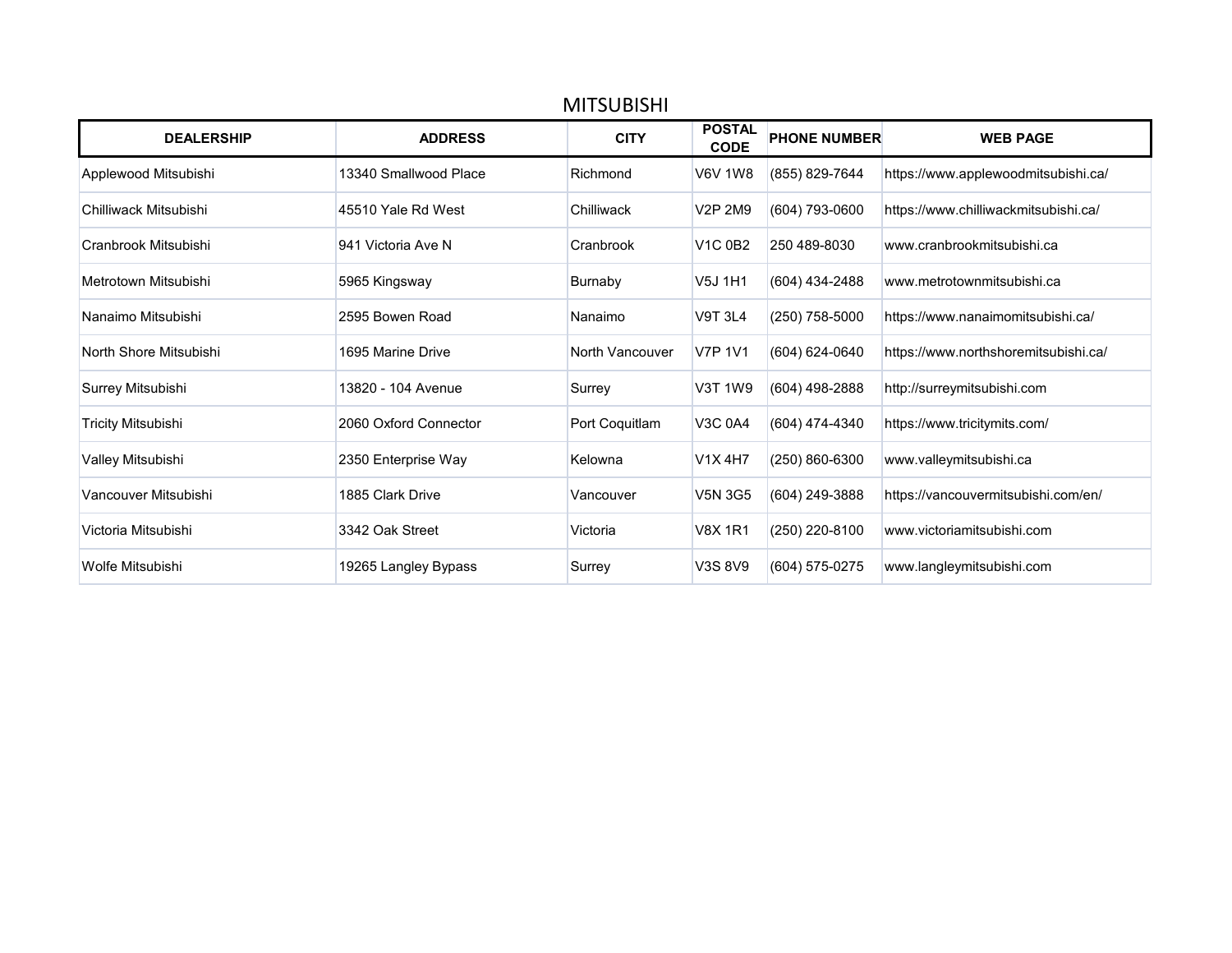## MITSUBISHI

| DEALERSHIP | ADDRESS | CITY | POSTAL CODE | PHONE NUMBER | WEB PAGE |
|---|---|---|---|---|---|
| Applewood Mitsubishi | 13340 Smallwood Place | Richmond | V6V 1W8 | (855) 829-7644 | https://www.applewoodmitsubishi.ca/ |
| Chilliwack Mitsubishi | 45510 Yale Rd West | Chilliwack | V2P 2M9 | (604) 793-0600 | https://www.chilliwackmitsubishi.ca/ |
| Cranbrook Mitsubishi | 941 Victoria Ave N | Cranbrook | V1C 0B2 | 250 489-8030 | www.cranbrookmitsubishi.ca |
| Metrotown Mitsubishi | 5965 Kingsway | Burnaby | V5J 1H1 | (604) 434-2488 | www.metrotownmitsubishi.ca |
| Nanaimo Mitsubishi | 2595 Bowen Road | Nanaimo | V9T 3L4 | (250) 758-5000 | https://www.nanaimomitsubishi.ca/ |
| North Shore Mitsubishi | 1695 Marine Drive | North Vancouver | V7P 1V1 | (604) 624-0640 | https://www.northshoremitsubishi.ca/ |
| Surrey Mitsubishi | 13820 - 104 Avenue | Surrey | V3T 1W9 | (604) 498-2888 | http://surreymitsubishi.com |
| Tricity Mitsubishi | 2060 Oxford Connector | Port Coquitlam | V3C 0A4 | (604) 474-4340 | https://www.tricitymits.com/ |
| Valley Mitsubishi | 2350 Enterprise Way | Kelowna | V1X 4H7 | (250) 860-6300 | www.valleymitsubishi.ca |
| Vancouver Mitsubishi | 1885 Clark Drive | Vancouver | V5N 3G5 | (604) 249-3888 | https://vancouvermitsubishi.com/en/ |
| Victoria Mitsubishi | 3342 Oak Street | Victoria | V8X 1R1 | (250) 220-8100 | www.victoriamitsubishi.com |
| Wolfe Mitsubishi | 19265 Langley Bypass | Surrey | V3S 8V9 | (604) 575-0275 | www.langleymitsubishi.com |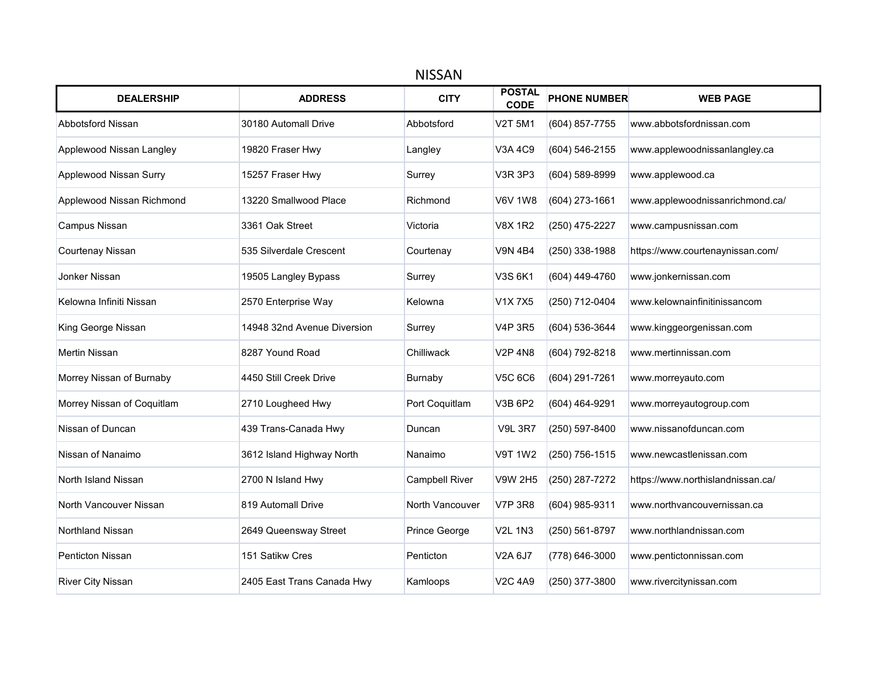# NISSAN

| DEALERSHIP | ADDRESS | CITY | POSTAL CODE | PHONE NUMBER | WEB PAGE |
|---|---|---|---|---|---|
| Abbotsford Nissan | 30180 Automall Drive | Abbotsford | V2T 5M1 | (604) 857-7755 | www.abbotsfordnissan.com |
| Applewood Nissan Langley | 19820 Fraser Hwy | Langley | V3A 4C9 | (604) 546-2155 | www.applewoodnissanlangley.ca |
| Applewood Nissan Surry | 15257 Fraser Hwy | Surrey | V3R 3P3 | (604) 589-8999 | www.applewood.ca |
| Applewood Nissan Richmond | 13220 Smallwood Place | Richmond | V6V 1W8 | (604) 273-1661 | www.applewoodnissanrichmond.ca/ |
| Campus Nissan | 3361 Oak Street | Victoria | V8X 1R2 | (250) 475-2227 | www.campusnissan.com |
| Courtenay Nissan | 535 Silverdale Crescent | Courtenay | V9N 4B4 | (250) 338-1988 | https://www.courtenaynissan.com/ |
| Jonker Nissan | 19505 Langley Bypass | Surrey | V3S 6K1 | (604) 449-4760 | www.jonkernissan.com |
| Kelowna Infiniti Nissan | 2570 Enterprise Way | Kelowna | V1X 7X5 | (250) 712-0404 | www.kelownainfinitinissancom |
| King George Nissan | 14948 32nd Avenue Diversion | Surrey | V4P 3R5 | (604) 536-3644 | www.kinggeorgenissan.com |
| Mertin Nissan | 8287 Yound Road | Chilliwack | V2P 4N8 | (604) 792-8218 | www.mertinnissan.com |
| Morrey Nissan of Burnaby | 4450 Still Creek Drive | Burnaby | V5C 6C6 | (604) 291-7261 | www.morreyauto.com |
| Morrey Nissan of Coquitlam | 2710 Lougheed Hwy | Port Coquitlam | V3B 6P2 | (604) 464-9291 | www.morreyautogroup.com |
| Nissan of Duncan | 439 Trans-Canada Hwy | Duncan | V9L 3R7 | (250) 597-8400 | www.nissanofduncan.com |
| Nissan of Nanaimo | 3612 Island Highway North | Nanaimo | V9T 1W2 | (250) 756-1515 | www.newcastlenissan.com |
| North Island Nissan | 2700 N Island Hwy | Campbell River | V9W 2H5 | (250) 287-7272 | https://www.northislandnissan.ca/ |
| North Vancouver Nissan | 819 Automall Drive | North Vancouver | V7P 3R8 | (604) 985-9311 | www.northvancouvernissan.ca |
| Northland Nissan | 2649 Queensway Street | Prince George | V2L 1N3 | (250) 561-8797 | www.northlandnissan.com |
| Penticton Nissan | 151 Satikw Cres | Penticton | V2A 6J7 | (778) 646-3000 | www.pentictonnissan.com |
| River City Nissan | 2405 East Trans Canada Hwy | Kamloops | V2C 4A9 | (250) 377-3800 | www.rivercitynissan.com |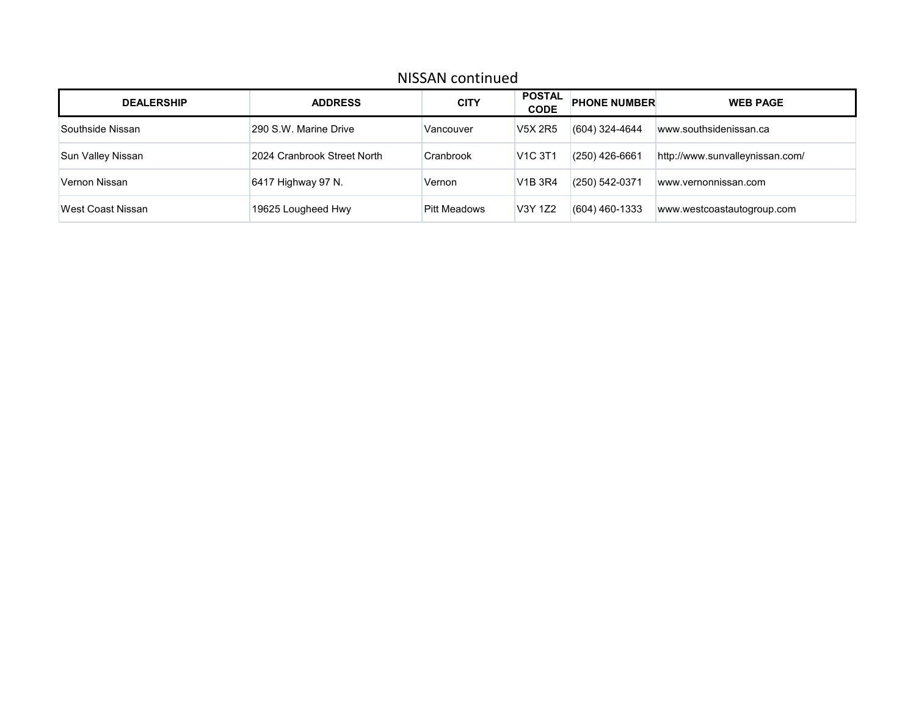## NISSAN continued

| DEALERSHIP | ADDRESS | CITY | POSTAL CODE | PHONE NUMBER | WEB PAGE |
|---|---|---|---|---|---|
| Southside Nissan | 290 S.W. Marine Drive | Vancouver | V5X 2R5 | (604) 324-4644 | www.southsidenissan.ca |
| Sun Valley Nissan | 2024 Cranbrook Street North | Cranbrook | V1C 3T1 | (250) 426-6661 | http://www.sunvalleynissan.com/ |
| Vernon Nissan | 6417 Highway 97 N. | Vernon | V1B 3R4 | (250) 542-0371 | www.vernonnissan.com |
| West Coast Nissan | 19625 Lougheed Hwy | Pitt Meadows | V3Y 1Z2 | (604) 460-1333 | www.westcoastautogroup.com |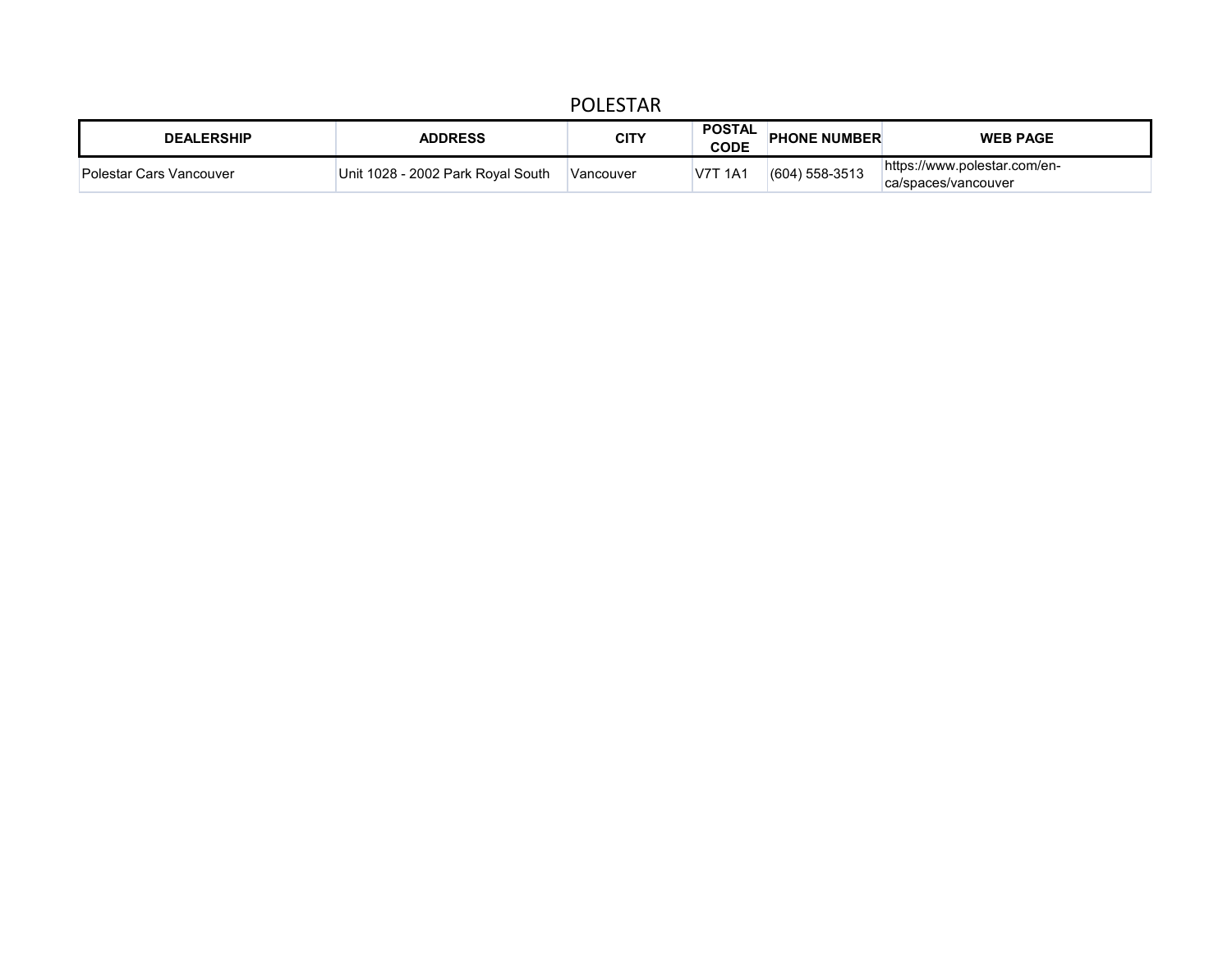# POLESTAR

| DEALERSHIP | ADDRESS | CITY | POSTAL CODE | PHONE NUMBER | WEB PAGE |
|---|---|---|---|---|---|
| Polestar Cars Vancouver | Unit 1028 - 2002 Park Royal South | Vancouver | V7T 1A1 | (604) 558-3513 | https://www.polestar.com/en-ca/spaces/vancouver |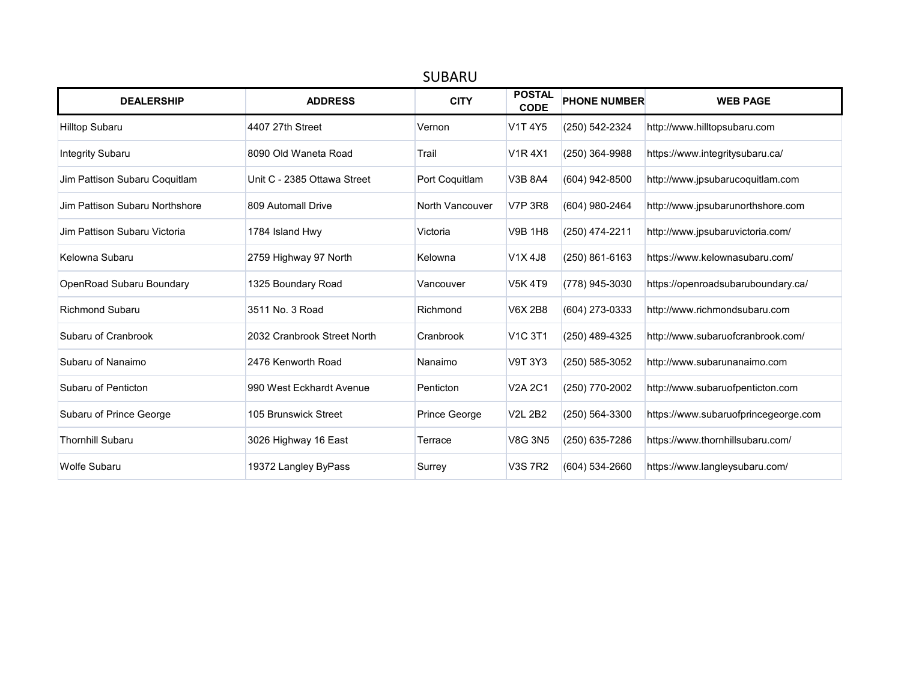# SUBARU

| DEALERSHIP | ADDRESS | CITY | POSTAL CODE | PHONE NUMBER | WEB PAGE |
|---|---|---|---|---|---|
| Hilltop Subaru | 4407 27th Street | Vernon | V1T 4Y5 | (250) 542-2324 | http://www.hilltopsubaru.com |
| Integrity Subaru | 8090 Old Waneta Road | Trail | V1R 4X1 | (250) 364-9988 | https://www.integritysubaru.ca/ |
| Jim Pattison Subaru Coquitlam | Unit C - 2385 Ottawa Street | Port Coquitlam | V3B 8A4 | (604) 942-8500 | http://www.jpsubarucoquitlam.com |
| Jim Pattison Subaru Northshore | 809 Automall Drive | North Vancouver | V7P 3R8 | (604) 980-2464 | http://www.jpsubarunorthshore.com |
| Jim Pattison Subaru Victoria | 1784 Island Hwy | Victoria | V9B 1H8 | (250) 474-2211 | http://www.jpsubaruvictoria.com/ |
| Kelowna Subaru | 2759 Highway 97 North | Kelowna | V1X 4J8 | (250) 861-6163 | https://www.kelownasubaru.com/ |
| OpenRoad Subaru Boundary | 1325 Boundary Road | Vancouver | V5K 4T9 | (778) 945-3030 | https://openroadsubaruboundary.ca/ |
| Richmond Subaru | 3511 No. 3 Road | Richmond | V6X 2B8 | (604) 273-0333 | http://www.richmondsubaru.com |
| Subaru of Cranbrook | 2032 Cranbrook Street North | Cranbrook | V1C 3T1 | (250) 489-4325 | http://www.subaruofcranbrook.com/ |
| Subaru of Nanaimo | 2476 Kenworth Road | Nanaimo | V9T 3Y3 | (250) 585-3052 | http://www.subarunanaimo.com |
| Subaru of Penticton | 990 West Eckhardt Avenue | Penticton | V2A 2C1 | (250) 770-2002 | http://www.subaruofpenticton.com |
| Subaru of Prince George | 105 Brunswick Street | Prince George | V2L 2B2 | (250) 564-3300 | https://www.subaruofprincegeorge.com |
| Thornhill Subaru | 3026 Highway 16 East | Terrace | V8G 3N5 | (250) 635-7286 | https://www.thornhillsubaru.com/ |
| Wolfe Subaru | 19372 Langley ByPass | Surrey | V3S 7R2 | (604) 534-2660 | https://www.langleysubaru.com/ |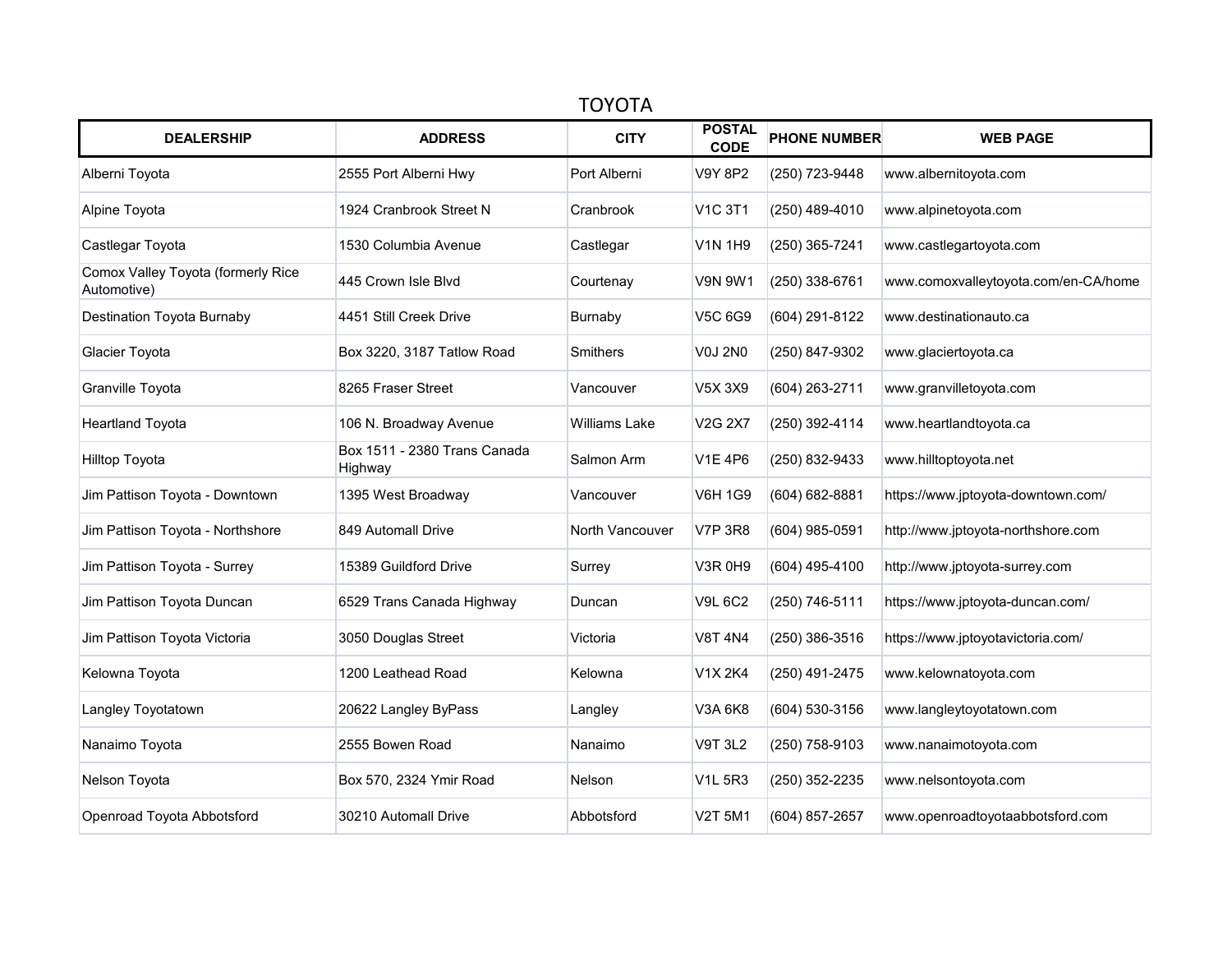# TOYOTA

| DEALERSHIP | ADDRESS | CITY | POSTAL CODE | PHONE NUMBER | WEB PAGE |
|---|---|---|---|---|---|
| Alberni Toyota | 2555 Port Alberni Hwy | Port Alberni | V9Y 8P2 | (250) 723-9448 | www.albernitoyota.com |
| Alpine Toyota | 1924 Cranbrook Street N | Cranbrook | V1C 3T1 | (250) 489-4010 | www.alpinetoyota.com |
| Castlegar Toyota | 1530 Columbia Avenue | Castlegar | V1N 1H9 | (250) 365-7241 | www.castlegartoyota.com |
| Comox Valley Toyota (formerly Rice Automotive) | 445 Crown Isle Blvd | Courtenay | V9N 9W1 | (250) 338-6761 | www.comoxvalleytoyota.com/en-CA/home |
| Destination Toyota Burnaby | 4451 Still Creek Drive | Burnaby | V5C 6G9 | (604) 291-8122 | www.destinationauto.ca |
| Glacier Toyota | Box 3220, 3187 Tatlow Road | Smithers | V0J 2N0 | (250) 847-9302 | www.glaciertoyota.ca |
| Granville Toyota | 8265 Fraser Street | Vancouver | V5X 3X9 | (604) 263-2711 | www.granvilletoyota.com |
| Heartland Toyota | 106 N. Broadway Avenue | Williams Lake | V2G 2X7 | (250) 392-4114 | www.heartlandtoyota.ca |
| Hilltop Toyota | Box 1511 - 2380 Trans Canada Highway | Salmon Arm | V1E 4P6 | (250) 832-9433 | www.hilltoptoyota.net |
| Jim Pattison Toyota - Downtown | 1395 West Broadway | Vancouver | V6H 1G9 | (604) 682-8881 | https://www.jptoyota-downtown.com/ |
| Jim Pattison Toyota - Northshore | 849 Automall Drive | North Vancouver | V7P 3R8 | (604) 985-0591 | http://www.jptoyota-northshore.com |
| Jim Pattison Toyota - Surrey | 15389 Guildford Drive | Surrey | V3R 0H9 | (604) 495-4100 | http://www.jptoyota-surrey.com |
| Jim Pattison Toyota Duncan | 6529 Trans Canada Highway | Duncan | V9L 6C2 | (250) 746-5111 | https://www.jptoyota-duncan.com/ |
| Jim Pattison Toyota Victoria | 3050 Douglas Street | Victoria | V8T 4N4 | (250) 386-3516 | https://www.jptoyotavictoria.com/ |
| Kelowna Toyota | 1200 Leathead Road | Kelowna | V1X 2K4 | (250) 491-2475 | www.kelownatoyota.com |
| Langley Toyotatown | 20622 Langley ByPass | Langley | V3A 6K8 | (604) 530-3156 | www.langleytoyotatown.com |
| Nanaimo Toyota | 2555 Bowen Road | Nanaimo | V9T 3L2 | (250) 758-9103 | www.nanaimotoyota.com |
| Nelson Toyota | Box 570, 2324 Ymir Road | Nelson | V1L 5R3 | (250) 352-2235 | www.nelsontoyota.com |
| Openroad Toyota Abbotsford | 30210 Automall Drive | Abbotsford | V2T 5M1 | (604) 857-2657 | www.openroadtoyotaabbotsford.com |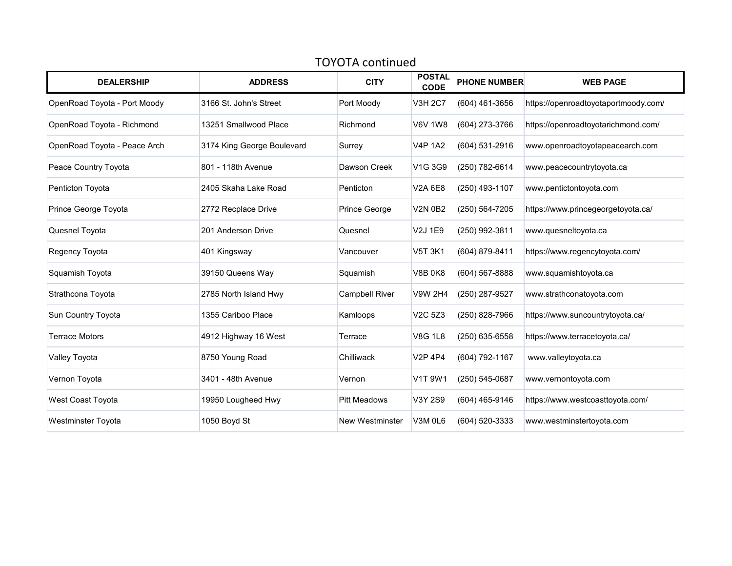# TOYOTA continued

| DEALERSHIP | ADDRESS | CITY | POSTAL CODE | PHONE NUMBER | WEB PAGE |
|---|---|---|---|---|---|
| OpenRoad Toyota - Port Moody | 3166 St. John's Street | Port Moody | V3H 2C7 | (604) 461-3656 | https://openroadtoyotaportmoody.com/ |
| OpenRoad Toyota - Richmond | 13251 Smallwood Place | Richmond | V6V 1W8 | (604) 273-3766 | https://openroadtoyotarichmond.com/ |
| OpenRoad Toyota - Peace Arch | 3174 King George Boulevard | Surrey | V4P 1A2 | (604) 531-2916 | www.openroadtoyotapeacearch.com |
| Peace Country Toyota | 801 - 118th Avenue | Dawson Creek | V1G 3G9 | (250) 782-6614 | www.peacecountrytoyota.ca |
| Penticton Toyota | 2405 Skaha Lake Road | Penticton | V2A 6E8 | (250) 493-1107 | www.pentictontoyota.com |
| Prince George Toyota | 2772 Recplace Drive | Prince George | V2N 0B2 | (250) 564-7205 | https://www.princegeorgetoyota.ca/ |
| Quesnel Toyota | 201 Anderson Drive | Quesnel | V2J 1E9 | (250) 992-3811 | www.quesneltoyota.ca |
| Regency Toyota | 401 Kingsway | Vancouver | V5T 3K1 | (604) 879-8411 | https://www.regencytoyota.com/ |
| Squamish Toyota | 39150 Queens Way | Squamish | V8B 0K8 | (604) 567-8888 | www.squamishtoyota.ca |
| Strathcona Toyota | 2785 North Island Hwy | Campbell River | V9W 2H4 | (250) 287-9527 | www.strathconatoyota.com |
| Sun Country Toyota | 1355 Cariboo Place | Kamloops | V2C 5Z3 | (250) 828-7966 | https://www.suncountrytoyota.ca/ |
| Terrace Motors | 4912 Highway 16 West | Terrace | V8G 1L8 | (250) 635-6558 | https://www.terracetoyota.ca/ |
| Valley Toyota | 8750 Young Road | Chilliwack | V2P 4P4 | (604) 792-1167 | www.valleytoyota.ca |
| Vernon Toyota | 3401 - 48th Avenue | Vernon | V1T 9W1 | (250) 545-0687 | www.vernontoyota.com |
| West Coast Toyota | 19950 Lougheed Hwy | Pitt Meadows | V3Y 2S9 | (604) 465-9146 | https://www.westcoasttoyota.com/ |
| Westminster Toyota | 1050 Boyd St | New Westminster | V3M 0L6 | (604) 520-3333 | www.westminstertoyota.com |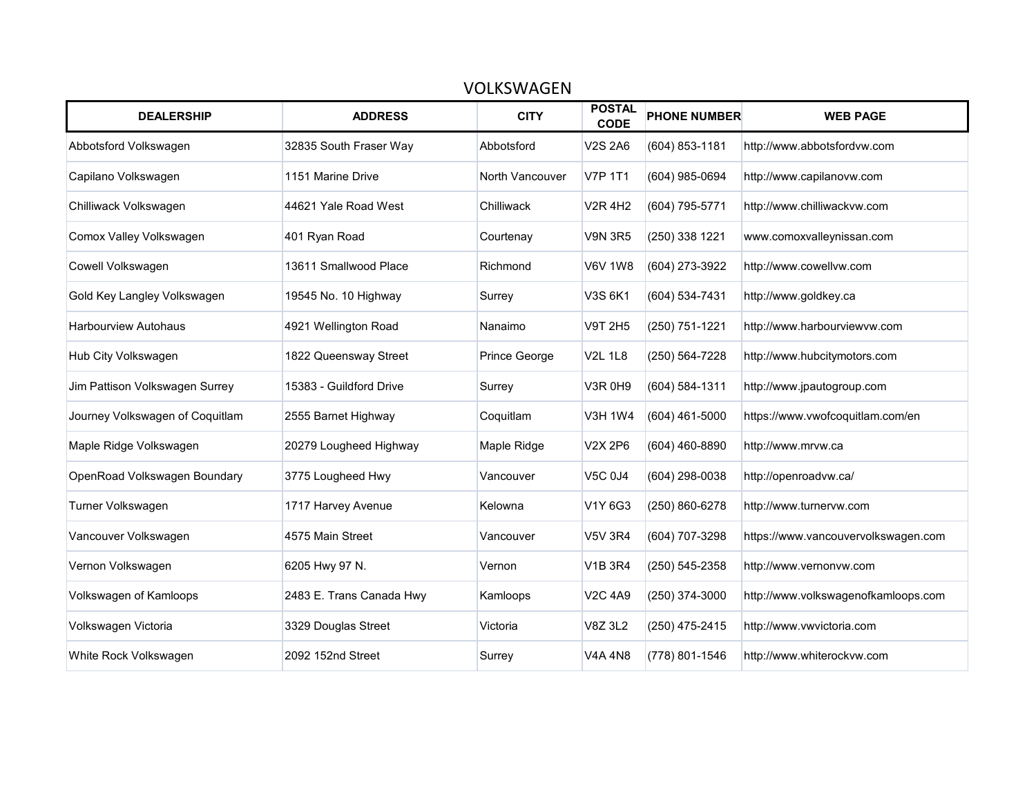# VOLKSWAGEN

| DEALERSHIP | ADDRESS | CITY | POSTAL CODE | PHONE NUMBER | WEB PAGE |
|---|---|---|---|---|---|
| Abbotsford Volkswagen | 32835 South Fraser Way | Abbotsford | V2S 2A6 | (604) 853-1181 | http://www.abbotsfordvw.com |
| Capilano Volkswagen | 1151 Marine Drive | North Vancouver | V7P 1T1 | (604) 985-0694 | http://www.capilanovw.com |
| Chilliwack Volkswagen | 44621 Yale Road West | Chilliwack | V2R 4H2 | (604) 795-5771 | http://www.chilliwackvw.com |
| Comox Valley Volkswagen | 401 Ryan Road | Courtenay | V9N 3R5 | (250) 338 1221 | www.comoxvalleynissan.com |
| Cowell Volkswagen | 13611 Smallwood Place | Richmond | V6V 1W8 | (604) 273-3922 | http://www.cowellvw.com |
| Gold Key Langley Volkswagen | 19545 No. 10 Highway | Surrey | V3S 6K1 | (604) 534-7431 | http://www.goldkey.ca |
| Harbourview Autohaus | 4921 Wellington Road | Nanaimo | V9T 2H5 | (250) 751-1221 | http://www.harbourviewvw.com |
| Hub City Volkswagen | 1822 Queensway Street | Prince George | V2L 1L8 | (250) 564-7228 | http://www.hubcitymotors.com |
| Jim Pattison Volkswagen Surrey | 15383 - Guildford Drive | Surrey | V3R 0H9 | (604) 584-1311 | http://www.jpautogroup.com |
| Journey Volkswagen of Coquitlam | 2555 Barnet Highway | Coquitlam | V3H 1W4 | (604) 461-5000 | https://www.vwofcoquitlam.com/en |
| Maple Ridge Volkswagen | 20279 Lougheed Highway | Maple Ridge | V2X 2P6 | (604) 460-8890 | http://www.mrvw.ca |
| OpenRoad Volkswagen Boundary | 3775 Lougheed Hwy | Vancouver | V5C 0J4 | (604) 298-0038 | http://openroadvw.ca/ |
| Turner Volkswagen | 1717 Harvey Avenue | Kelowna | V1Y 6G3 | (250) 860-6278 | http://www.turnervw.com |
| Vancouver Volkswagen | 4575 Main Street | Vancouver | V5V 3R4 | (604) 707-3298 | https://www.vancouvervolkswagen.com |
| Vernon Volkswagen | 6205 Hwy 97 N. | Vernon | V1B 3R4 | (250) 545-2358 | http://www.vernonvw.com |
| Volkswagen of Kamloops | 2483 E. Trans Canada Hwy | Kamloops | V2C 4A9 | (250) 374-3000 | http://www.volkswagenofkamloops.com |
| Volkswagen Victoria | 3329 Douglas Street | Victoria | V8Z 3L2 | (250) 475-2415 | http://www.vwvictoria.com |
| White Rock Volkswagen | 2092 152nd Street | Surrey | V4A 4N8 | (778) 801-1546 | http://www.whiterockvw.com |